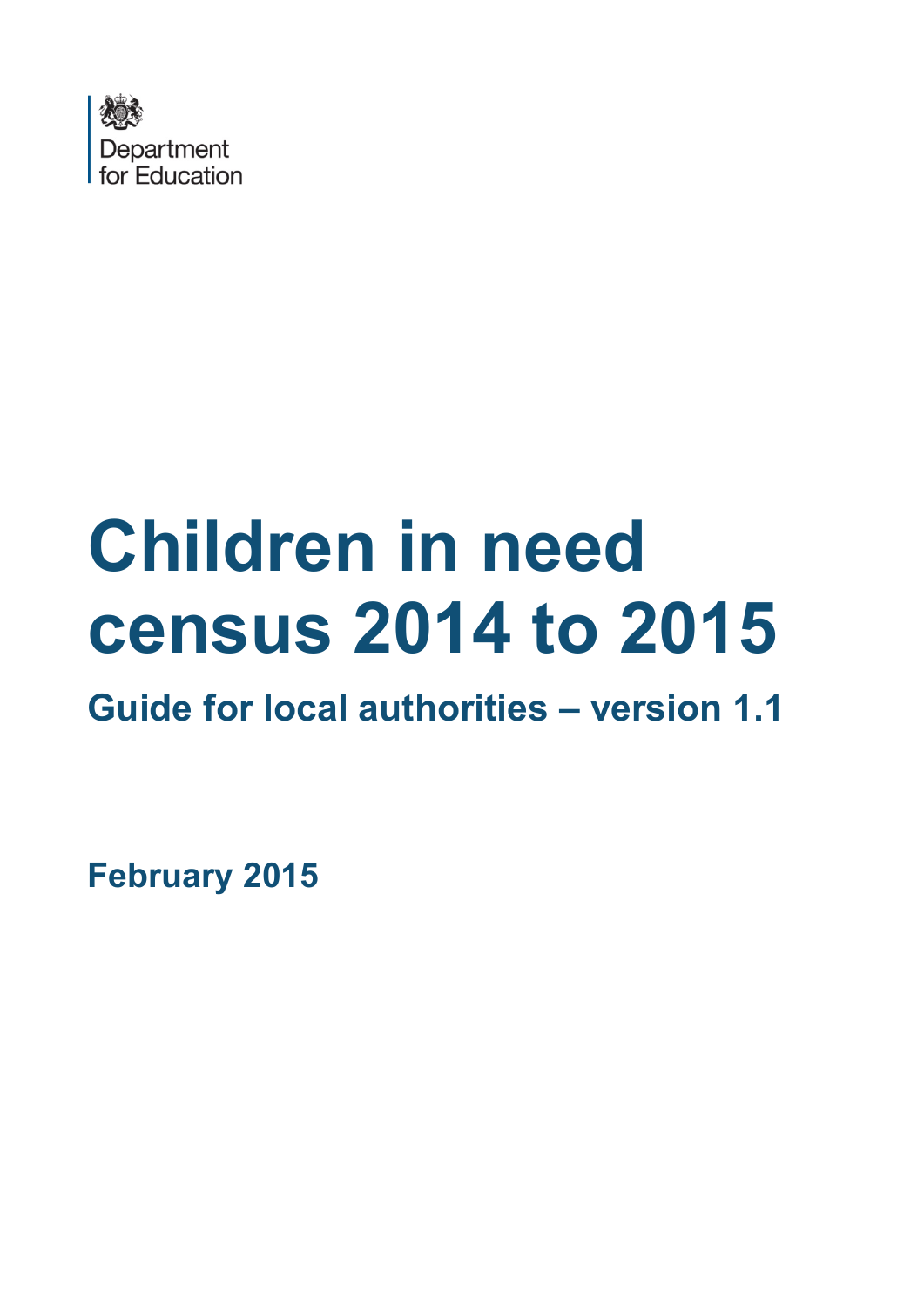Department for Education

# Children in need census 2014 to 2015

## Guide for local authorities – version 1.1

**February 2015**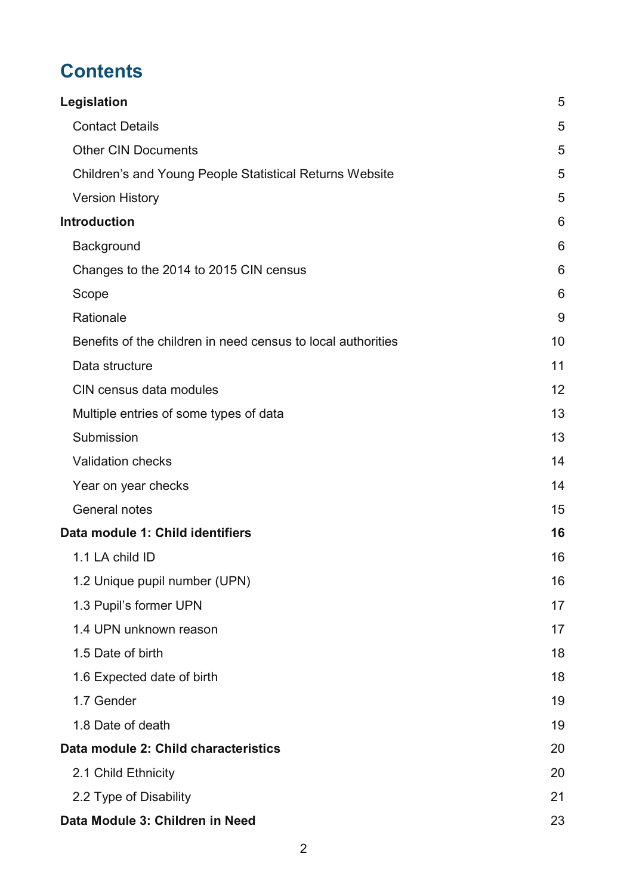# Contents

**Legislation** 5

- Contact Details 5
- Other CIN Documents 5
- Children's and Young People Statistical Returns Website 5
- Version History 5

**Introduction** 6

- Background 6
- Changes to the 2014 to 2015 CIN census 6
- Scope 6
- Rationale 9
- Benefits of the children in need census to local authorities 10
- Data structure 11
- CIN census data modules 12
- Multiple entries of some types of data 13
- Submission 13
- Validation checks 14
- Year on year checks 14
- General notes 15

**Data module 1: Child identifiers** **16**

- 1.1 LA child ID 16
- 1.2 Unique pupil number (UPN) 16
- 1.3 Pupil's former UPN 17
- 1.4 UPN unknown reason 17
- 1.5 Date of birth 18
- 1.6 Expected date of birth 18
- 1.7 Gender 19
- 1.8 Date of death 19

**Data module 2: Child characteristics** 20

- 2.1 Child Ethnicity 20
- 2.2 Type of Disability 21

**Data Module 3: Children in Need** 23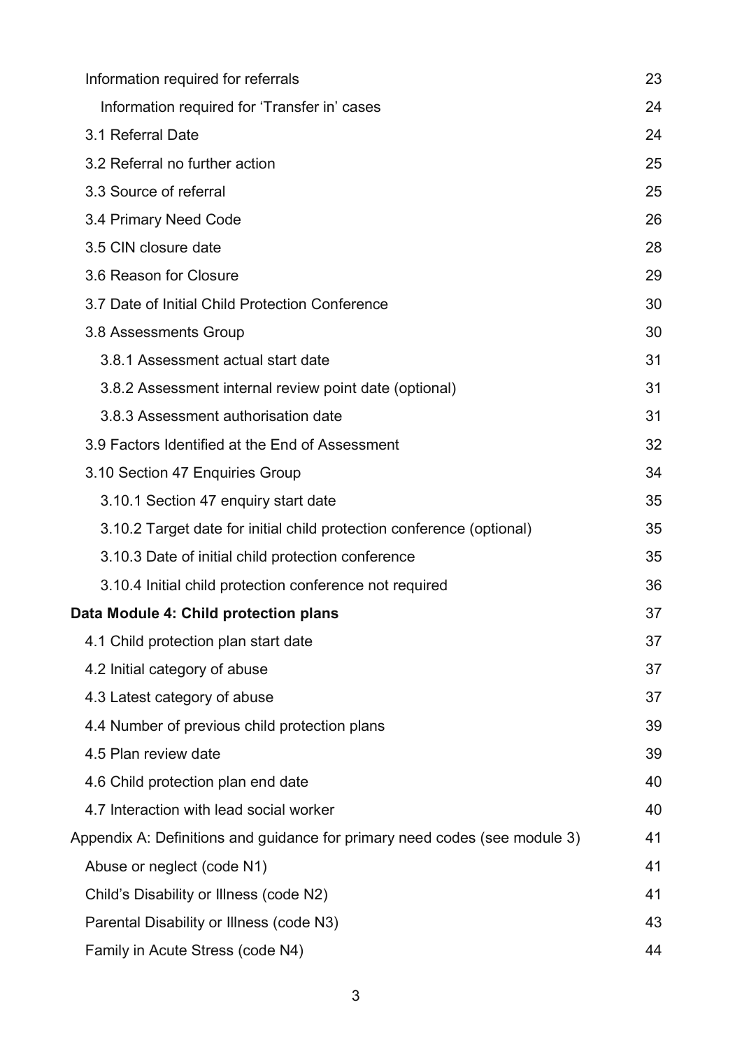Information required for referrals 23

Information required for 'Transfer in' cases 24

3.1 Referral Date 24

3.2 Referral no further action 25

3.3 Source of referral 25

3.4 Primary Need Code 26

3.5 CIN closure date 28

3.6 Reason for Closure 29

3.7 Date of Initial Child Protection Conference 30

3.8 Assessments Group 30

3.8.1 Assessment actual start date 31

3.8.2 Assessment internal review point date (optional) 31

3.8.3 Assessment authorisation date 31

3.9 Factors Identified at the End of Assessment 32

3.10 Section 47 Enquiries Group 34

3.10.1 Section 47 enquiry start date 35

3.10.2 Target date for initial child protection conference (optional) 35

3.10.3 Date of initial child protection conference 35

3.10.4 Initial child protection conference not required 36

**Data Module 4: Child protection plans** 37

4.1 Child protection plan start date 37

4.2 Initial category of abuse 37

4.3 Latest category of abuse 37

4.4 Number of previous child protection plans 39

4.5 Plan review date 39

4.6 Child protection plan end date 40

4.7 Interaction with lead social worker 40

Appendix A: Definitions and guidance for primary need codes (see module 3) 41

Abuse or neglect (code N1) 41

Child's Disability or Illness (code N2) 41

Parental Disability or Illness (code N3) 43

Family in Acute Stress (code N4) 44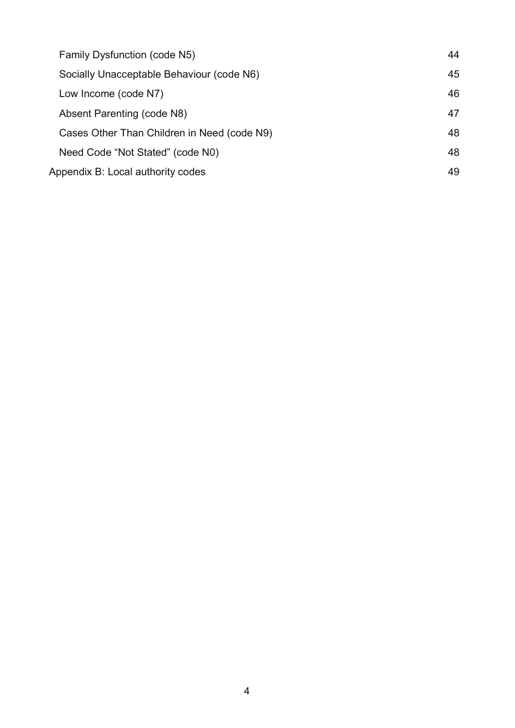- Family Dysfunction (code N5) 44
- Socially Unacceptable Behaviour (code N6) 45
- Low Income (code N7) 46
- Absent Parenting (code N8) 47
- Cases Other Than Children in Need (code N9) 48
- Need Code “Not Stated” (code N0) 48

Appendix B: Local authority codes 49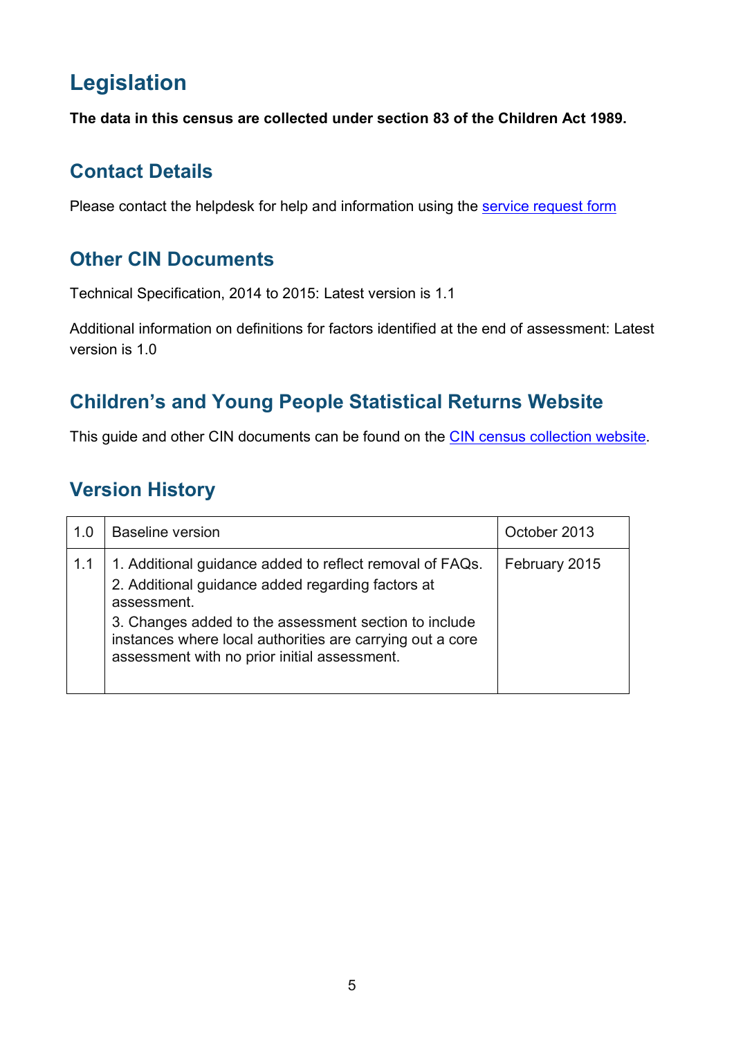# Legislation

**The data in this census are collected under section 83 of the Children Act 1989.**

## Contact Details

Please contact the helpdesk for help and information using the service request form

## Other CIN Documents

Technical Specification, 2014 to 2015: Latest version is 1.1

Additional information on definitions for factors identified at the end of assessment: Latest version is 1.0

## Children's and Young People Statistical Returns Website

This guide and other CIN documents can be found on the CIN census collection website.

## Version History

| | | |
|---|---|---|
| 1.0 | Baseline version | October 2013 |
| 1.1 | 1. Additional guidance added to reflect removal of FAQs.<br>2. Additional guidance added regarding factors at assessment.<br>3. Changes added to the assessment section to include instances where local authorities are carrying out a core assessment with no prior initial assessment. | February 2015 |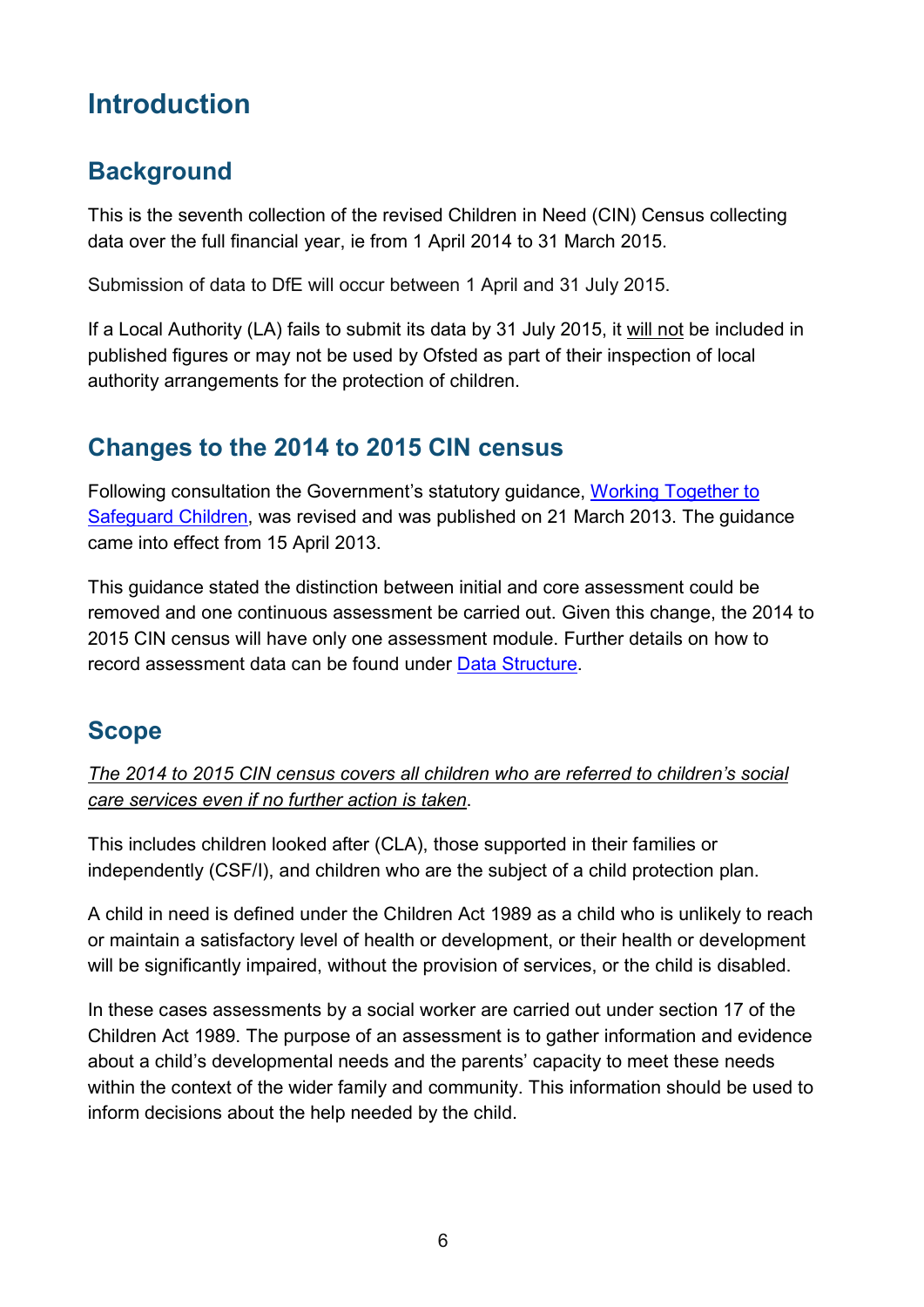# Introduction

## Background

This is the seventh collection of the revised Children in Need (CIN) Census collecting data over the full financial year, ie from 1 April 2014 to 31 March 2015.

Submission of data to DfE will occur between 1 April and 31 July 2015.

If a Local Authority (LA) fails to submit its data by 31 July 2015, it will not be included in published figures or may not be used by Ofsted as part of their inspection of local authority arrangements for the protection of children.

## Changes to the 2014 to 2015 CIN census

Following consultation the Government's statutory guidance, Working Together to Safeguard Children, was revised and was published on 21 March 2013. The guidance came into effect from 15 April 2013.

This guidance stated the distinction between initial and core assessment could be removed and one continuous assessment be carried out. Given this change, the 2014 to 2015 CIN census will have only one assessment module. Further details on how to record assessment data can be found under Data Structure.

## Scope

*The 2014 to 2015 CIN census covers all children who are referred to children's social care services even if no further action is taken*.

This includes children looked after (CLA), those supported in their families or independently (CSF/I), and children who are the subject of a child protection plan.

A child in need is defined under the Children Act 1989 as a child who is unlikely to reach or maintain a satisfactory level of health or development, or their health or development will be significantly impaired, without the provision of services, or the child is disabled.

In these cases assessments by a social worker are carried out under section 17 of the Children Act 1989. The purpose of an assessment is to gather information and evidence about a child's developmental needs and the parents' capacity to meet these needs within the context of the wider family and community. This information should be used to inform decisions about the help needed by the child.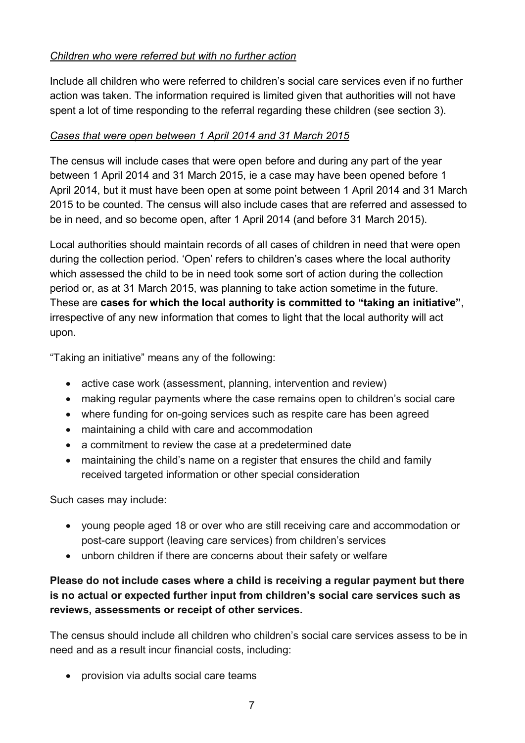*Children who were referred but with no further action*

Include all children who were referred to children's social care services even if no further action was taken. The information required is limited given that authorities will not have spent a lot of time responding to the referral regarding these children (see section 3).

*Cases that were open between 1 April 2014 and 31 March 2015*

The census will include cases that were open before and during any part of the year between 1 April 2014 and 31 March 2015, ie a case may have been opened before 1 April 2014, but it must have been open at some point between 1 April 2014 and 31 March 2015 to be counted. The census will also include cases that are referred and assessed to be in need, and so become open, after 1 April 2014 (and before 31 March 2015).

Local authorities should maintain records of all cases of children in need that were open during the collection period. 'Open' refers to children's cases where the local authority which assessed the child to be in need took some sort of action during the collection period or, as at 31 March 2015, was planning to take action sometime in the future. These are **cases for which the local authority is committed to "taking an initiative"**, irrespective of any new information that comes to light that the local authority will act upon.

"Taking an initiative" means any of the following:

- active case work (assessment, planning, intervention and review)
- making regular payments where the case remains open to children's social care
- where funding for on-going services such as respite care has been agreed
- maintaining a child with care and accommodation
- a commitment to review the case at a predetermined date
- maintaining the child's name on a register that ensures the child and family received targeted information or other special consideration

Such cases may include:

- young people aged 18 or over who are still receiving care and accommodation or post-care support (leaving care services) from children's services
- unborn children if there are concerns about their safety or welfare

**Please do not include cases where a child is receiving a regular payment but there is no actual or expected further input from children's social care services such as reviews, assessments or receipt of other services.**

The census should include all children who children's social care services assess to be in need and as a result incur financial costs, including:

- provision via adults social care teams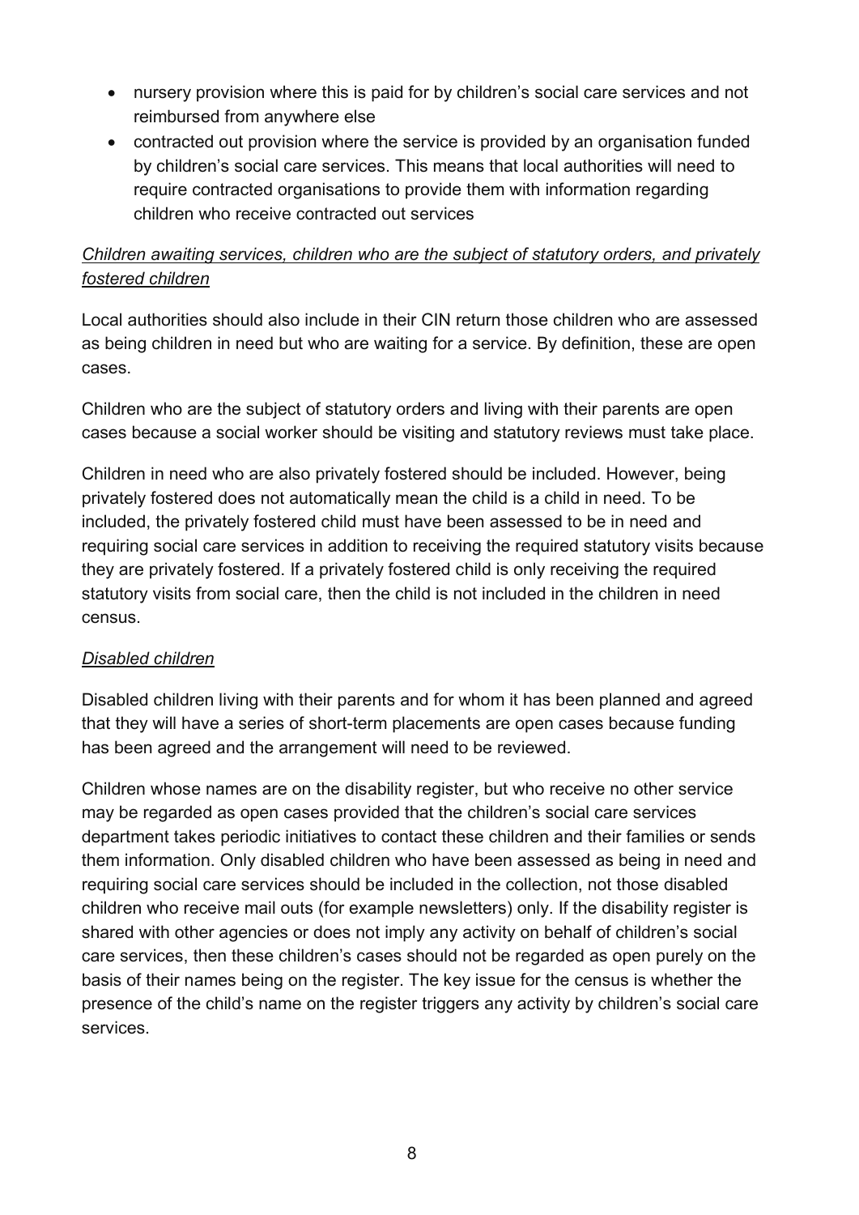- nursery provision where this is paid for by children's social care services and not reimbursed from anywhere else
- contracted out provision where the service is provided by an organisation funded by children's social care services. This means that local authorities will need to require contracted organisations to provide them with information regarding children who receive contracted out services

*Children awaiting services, children who are the subject of statutory orders, and privately fostered children*

Local authorities should also include in their CIN return those children who are assessed as being children in need but who are waiting for a service. By definition, these are open cases.

Children who are the subject of statutory orders and living with their parents are open cases because a social worker should be visiting and statutory reviews must take place.

Children in need who are also privately fostered should be included. However, being privately fostered does not automatically mean the child is a child in need. To be included, the privately fostered child must have been assessed to be in need and requiring social care services in addition to receiving the required statutory visits because they are privately fostered. If a privately fostered child is only receiving the required statutory visits from social care, then the child is not included in the children in need census.

*Disabled children*

Disabled children living with their parents and for whom it has been planned and agreed that they will have a series of short-term placements are open cases because funding has been agreed and the arrangement will need to be reviewed.

Children whose names are on the disability register, but who receive no other service may be regarded as open cases provided that the children's social care services department takes periodic initiatives to contact these children and their families or sends them information. Only disabled children who have been assessed as being in need and requiring social care services should be included in the collection, not those disabled children who receive mail outs (for example newsletters) only. If the disability register is shared with other agencies or does not imply any activity on behalf of children's social care services, then these children's cases should not be regarded as open purely on the basis of their names being on the register. The key issue for the census is whether the presence of the child's name on the register triggers any activity by children's social care services.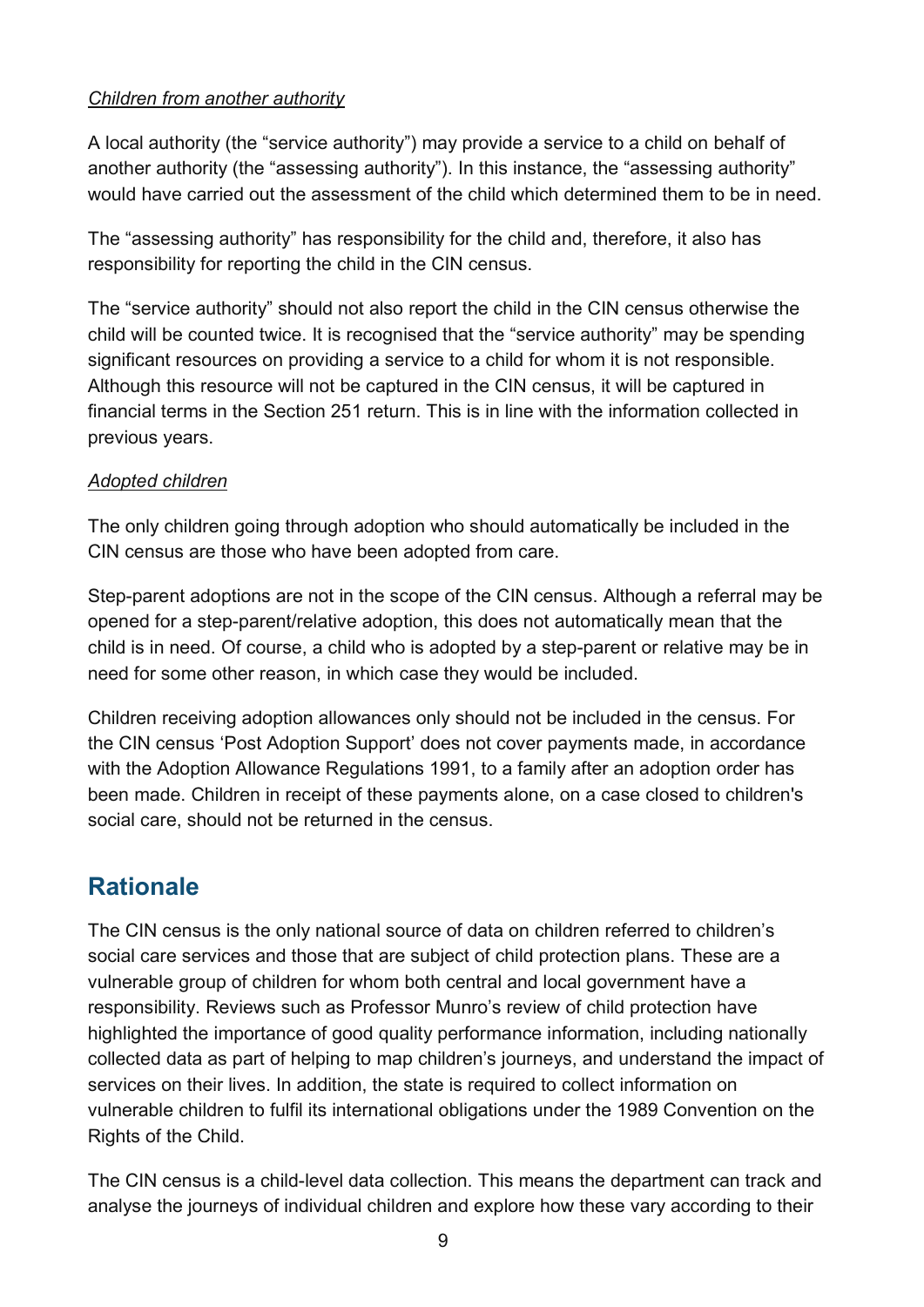*Children from another authority*

A local authority (the “service authority”) may provide a service to a child on behalf of another authority (the “assessing authority”). In this instance, the “assessing authority” would have carried out the assessment of the child which determined them to be in need.

The “assessing authority” has responsibility for the child and, therefore, it also has responsibility for reporting the child in the CIN census.

The “service authority” should not also report the child in the CIN census otherwise the child will be counted twice. It is recognised that the “service authority” may be spending significant resources on providing a service to a child for whom it is not responsible. Although this resource will not be captured in the CIN census, it will be captured in financial terms in the Section 251 return. This is in line with the information collected in previous years.

*Adopted children*

The only children going through adoption who should automatically be included in the CIN census are those who have been adopted from care.

Step-parent adoptions are not in the scope of the CIN census. Although a referral may be opened for a step-parent/relative adoption, this does not automatically mean that the child is in need. Of course, a child who is adopted by a step-parent or relative may be in need for some other reason, in which case they would be included.

Children receiving adoption allowances only should not be included in the census. For the CIN census ‘Post Adoption Support’ does not cover payments made, in accordance with the Adoption Allowance Regulations 1991, to a family after an adoption order has been made. Children in receipt of these payments alone, on a case closed to children's social care, should not be returned in the census.

## Rationale

The CIN census is the only national source of data on children referred to children’s social care services and those that are subject of child protection plans. These are a vulnerable group of children for whom both central and local government have a responsibility. Reviews such as Professor Munro’s review of child protection have highlighted the importance of good quality performance information, including nationally collected data as part of helping to map children’s journeys, and understand the impact of services on their lives. In addition, the state is required to collect information on vulnerable children to fulfil its international obligations under the 1989 Convention on the Rights of the Child.

The CIN census is a child-level data collection. This means the department can track and analyse the journeys of individual children and explore how these vary according to their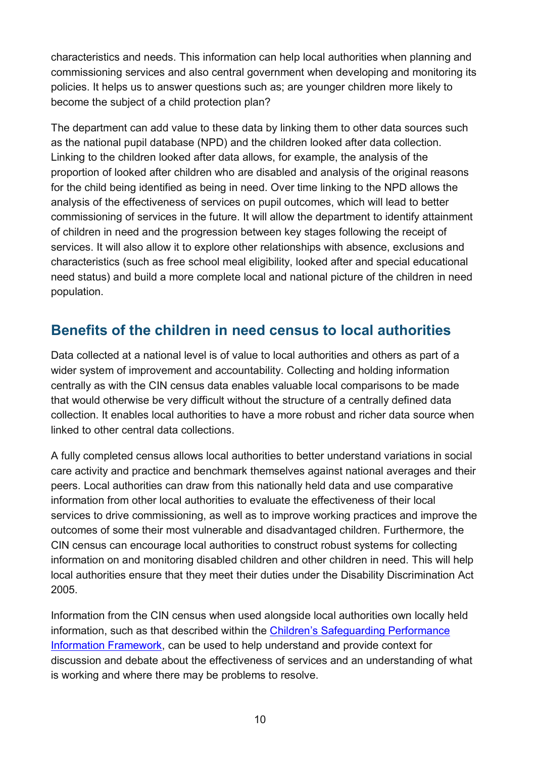characteristics and needs. This information can help local authorities when planning and commissioning services and also central government when developing and monitoring its policies. It helps us to answer questions such as; are younger children more likely to become the subject of a child protection plan?

The department can add value to these data by linking them to other data sources such as the national pupil database (NPD) and the children looked after data collection. Linking to the children looked after data allows, for example, the analysis of the proportion of looked after children who are disabled and analysis of the original reasons for the child being identified as being in need. Over time linking to the NPD allows the analysis of the effectiveness of services on pupil outcomes, which will lead to better commissioning of services in the future. It will allow the department to identify attainment of children in need and the progression between key stages following the receipt of services. It will also allow it to explore other relationships with absence, exclusions and characteristics (such as free school meal eligibility, looked after and special educational need status) and build a more complete local and national picture of the children in need population.

## Benefits of the children in need census to local authorities

Data collected at a national level is of value to local authorities and others as part of a wider system of improvement and accountability. Collecting and holding information centrally as with the CIN census data enables valuable local comparisons to be made that would otherwise be very difficult without the structure of a centrally defined data collection. It enables local authorities to have a more robust and richer data source when linked to other central data collections.

A fully completed census allows local authorities to better understand variations in social care activity and practice and benchmark themselves against national averages and their peers. Local authorities can draw from this nationally held data and use comparative information from other local authorities to evaluate the effectiveness of their local services to drive commissioning, as well as to improve working practices and improve the outcomes of some their most vulnerable and disadvantaged children. Furthermore, the CIN census can encourage local authorities to construct robust systems for collecting information on and monitoring disabled children and other children in need. This will help local authorities ensure that they meet their duties under the Disability Discrimination Act 2005.

Information from the CIN census when used alongside local authorities own locally held information, such as that described within the [Children's Safeguarding Performance Information Framework](), can be used to help understand and provide context for discussion and debate about the effectiveness of services and an understanding of what is working and where there may be problems to resolve.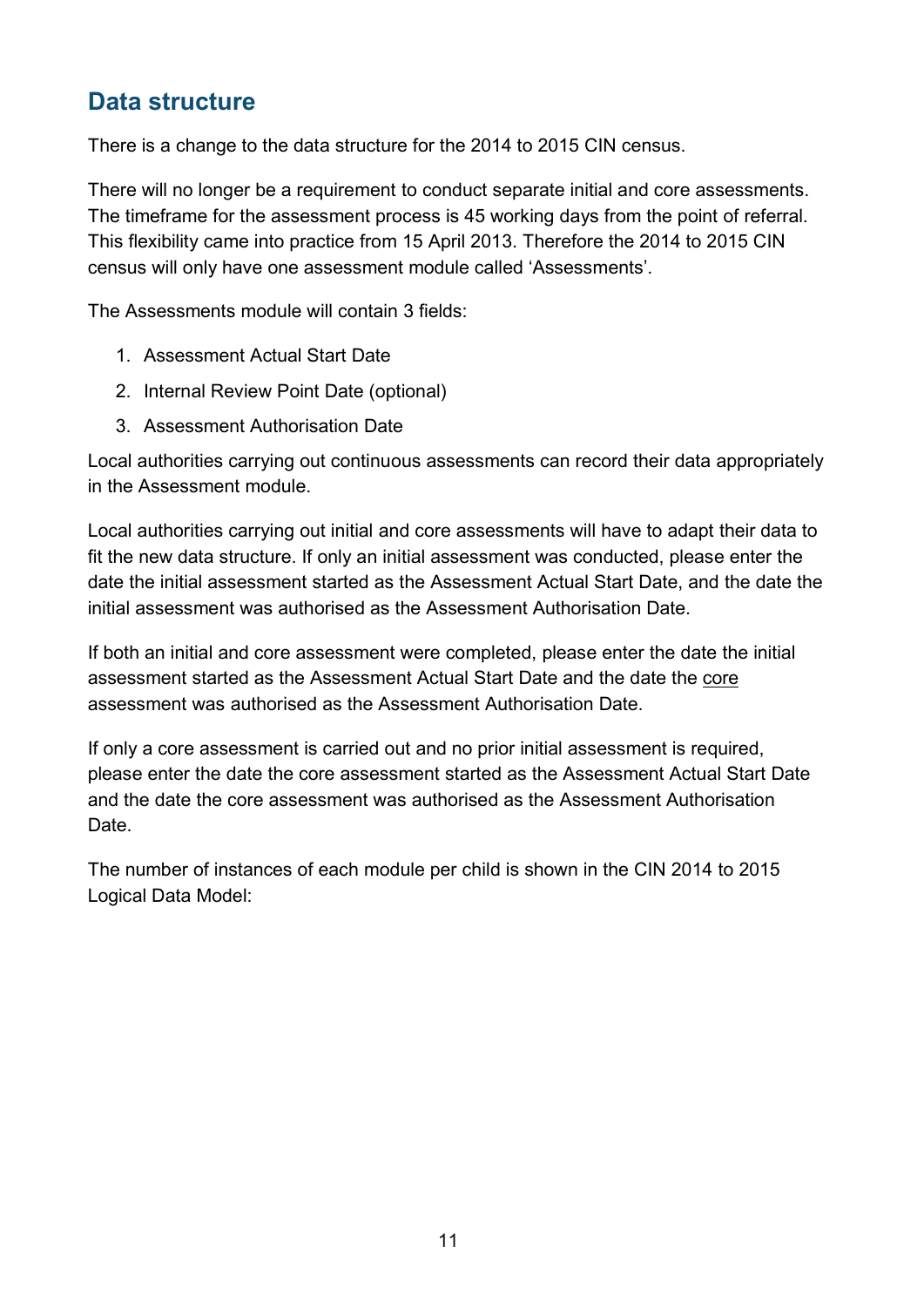## Data structure

There is a change to the data structure for the 2014 to 2015 CIN census.

There will no longer be a requirement to conduct separate initial and core assessments. The timeframe for the assessment process is 45 working days from the point of referral. This flexibility came into practice from 15 April 2013. Therefore the 2014 to 2015 CIN census will only have one assessment module called 'Assessments'.

The Assessments module will contain 3 fields:

1. Assessment Actual Start Date
2. Internal Review Point Date (optional)
3. Assessment Authorisation Date

Local authorities carrying out continuous assessments can record their data appropriately in the Assessment module.

Local authorities carrying out initial and core assessments will have to adapt their data to fit the new data structure. If only an initial assessment was conducted, please enter the date the initial assessment started as the Assessment Actual Start Date, and the date the initial assessment was authorised as the Assessment Authorisation Date.

If both an initial and core assessment were completed, please enter the date the initial assessment started as the Assessment Actual Start Date and the date the core assessment was authorised as the Assessment Authorisation Date.

If only a core assessment is carried out and no prior initial assessment is required, please enter the date the core assessment started as the Assessment Actual Start Date and the date the core assessment was authorised as the Assessment Authorisation Date.

The number of instances of each module per child is shown in the CIN 2014 to 2015 Logical Data Model: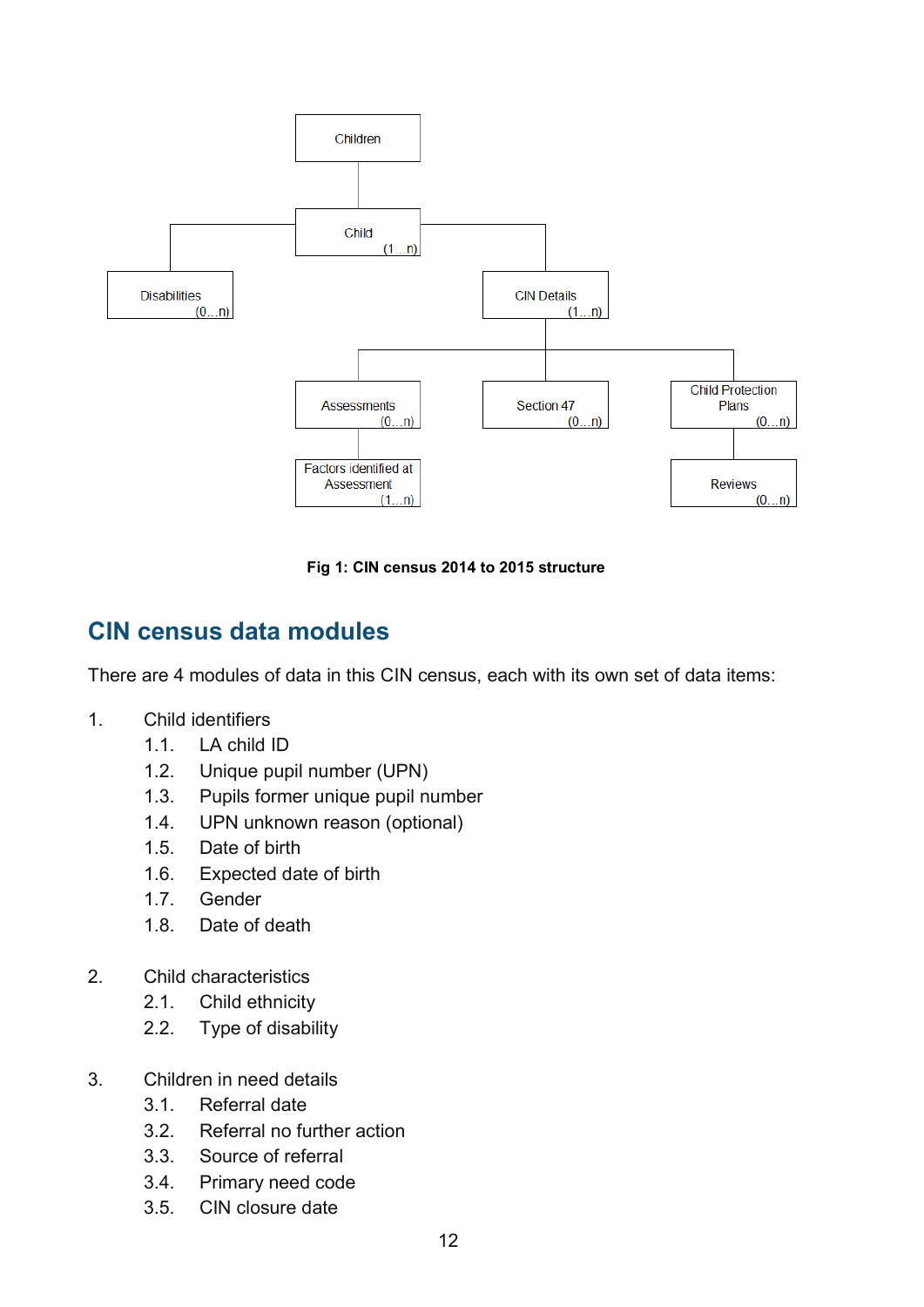```
Children
└── Child (1...n)
    ├── Disabilities (0...n)
    └── CIN Details (1...n)
        ├── Assessments (0...n)
        │   └── Factors identified at Assessment (1...n)
        ├── Section 47 (0...n)
        └── Child Protection Plans (0...n)
            └── Reviews (0...n)
```

**Fig 1: CIN census 2014 to 2015 structure**

## CIN census data modules

There are 4 modules of data in this CIN census, each with its own set of data items:

1. Child identifiers
   - 1.1. LA child ID
   - 1.2. Unique pupil number (UPN)
   - 1.3. Pupils former unique pupil number
   - 1.4. UPN unknown reason (optional)
   - 1.5. Date of birth
   - 1.6. Expected date of birth
   - 1.7. Gender
   - 1.8. Date of death

2. Child characteristics
   - 2.1. Child ethnicity
   - 2.2. Type of disability

3. Children in need details
   - 3.1. Referral date
   - 3.2. Referral no further action
   - 3.3. Source of referral
   - 3.4. Primary need code
   - 3.5. CIN closure date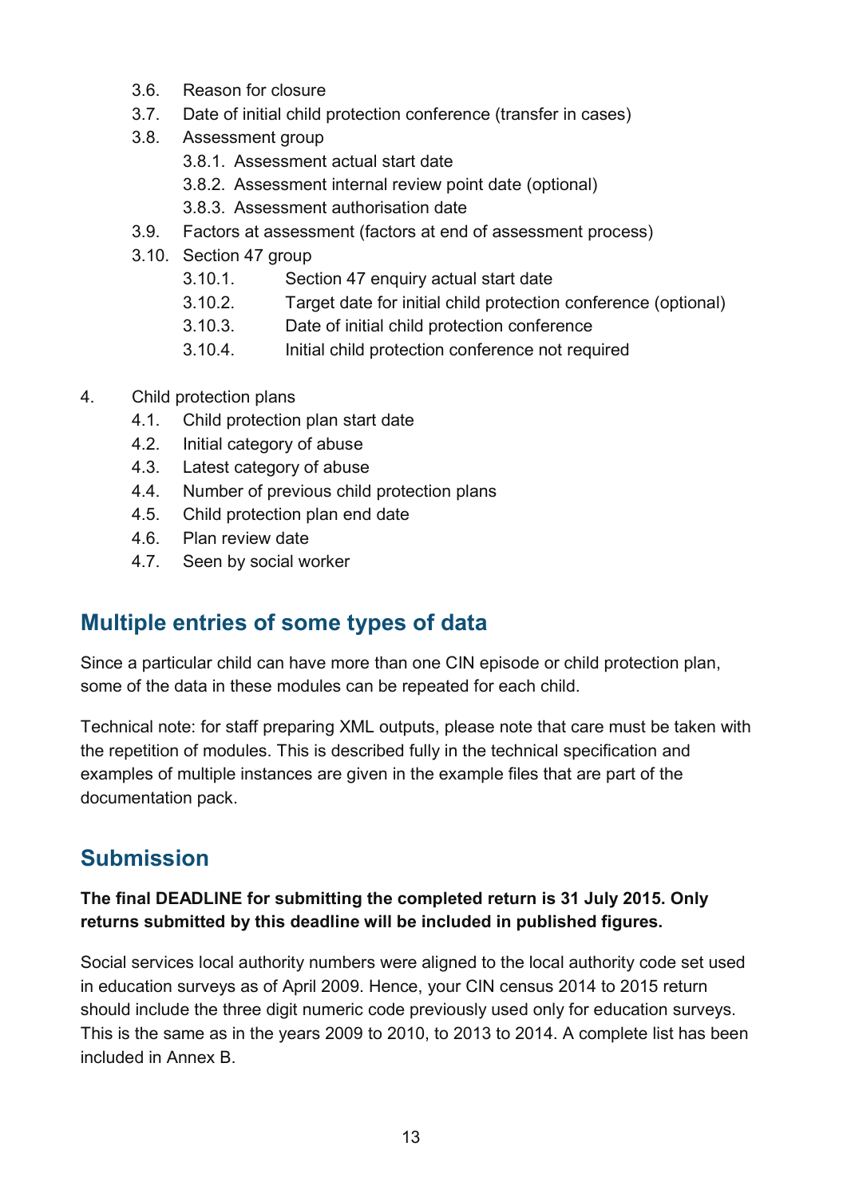- 3.6. Reason for closure
- 3.7. Date of initial child protection conference (transfer in cases)
- 3.8. Assessment group
  - 3.8.1. Assessment actual start date
  - 3.8.2. Assessment internal review point date (optional)
  - 3.8.3. Assessment authorisation date
- 3.9. Factors at assessment (factors at end of assessment process)
- 3.10. Section 47 group
  - 3.10.1. Section 47 enquiry actual start date
  - 3.10.2. Target date for initial child protection conference (optional)
  - 3.10.3. Date of initial child protection conference
  - 3.10.4. Initial child protection conference not required

4. Child protection plans
   - 4.1. Child protection plan start date
   - 4.2. Initial category of abuse
   - 4.3. Latest category of abuse
   - 4.4. Number of previous child protection plans
   - 4.5. Child protection plan end date
   - 4.6. Plan review date
   - 4.7. Seen by social worker

## Multiple entries of some types of data

Since a particular child can have more than one CIN episode or child protection plan, some of the data in these modules can be repeated for each child.

Technical note: for staff preparing XML outputs, please note that care must be taken with the repetition of modules. This is described fully in the technical specification and examples of multiple instances are given in the example files that are part of the documentation pack.

## Submission

**The final DEADLINE for submitting the completed return is 31 July 2015. Only returns submitted by this deadline will be included in published figures.**

Social services local authority numbers were aligned to the local authority code set used in education surveys as of April 2009. Hence, your CIN census 2014 to 2015 return should include the three digit numeric code previously used only for education surveys. This is the same as in the years 2009 to 2010, to 2013 to 2014. A complete list has been included in Annex B.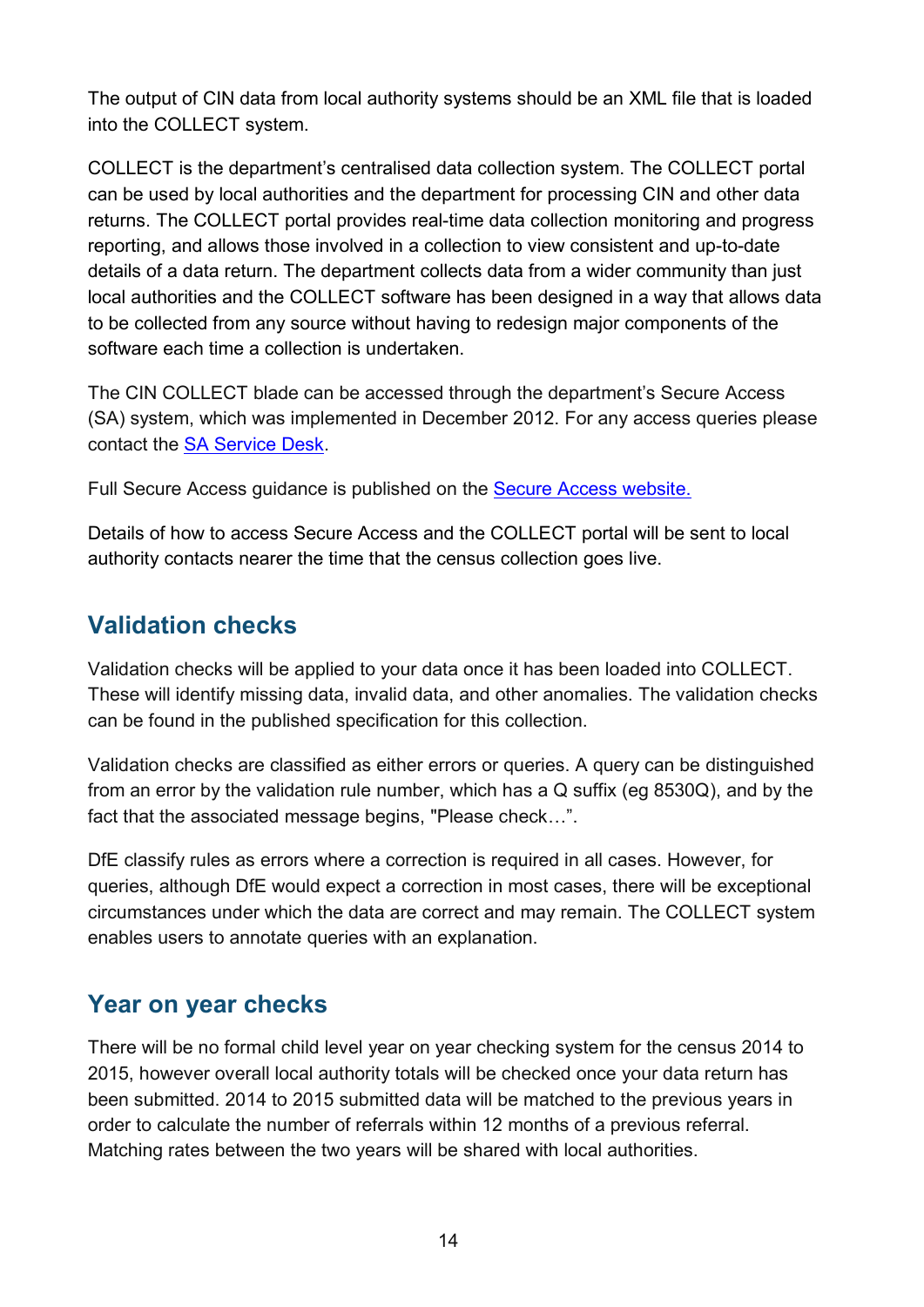The output of CIN data from local authority systems should be an XML file that is loaded into the COLLECT system.

COLLECT is the department's centralised data collection system. The COLLECT portal can be used by local authorities and the department for processing CIN and other data returns. The COLLECT portal provides real-time data collection monitoring and progress reporting, and allows those involved in a collection to view consistent and up-to-date details of a data return. The department collects data from a wider community than just local authorities and the COLLECT software has been designed in a way that allows data to be collected from any source without having to redesign major components of the software each time a collection is undertaken.

The CIN COLLECT blade can be accessed through the department's Secure Access (SA) system, which was implemented in December 2012. For any access queries please contact the SA Service Desk.

Full Secure Access guidance is published on the Secure Access website.

Details of how to access Secure Access and the COLLECT portal will be sent to local authority contacts nearer the time that the census collection goes live.

## Validation checks

Validation checks will be applied to your data once it has been loaded into COLLECT. These will identify missing data, invalid data, and other anomalies. The validation checks can be found in the published specification for this collection.

Validation checks are classified as either errors or queries. A query can be distinguished from an error by the validation rule number, which has a Q suffix (eg 8530Q), and by the fact that the associated message begins, "Please check…".

DfE classify rules as errors where a correction is required in all cases. However, for queries, although DfE would expect a correction in most cases, there will be exceptional circumstances under which the data are correct and may remain. The COLLECT system enables users to annotate queries with an explanation.

## Year on year checks

There will be no formal child level year on year checking system for the census 2014 to 2015, however overall local authority totals will be checked once your data return has been submitted. 2014 to 2015 submitted data will be matched to the previous years in order to calculate the number of referrals within 12 months of a previous referral. Matching rates between the two years will be shared with local authorities.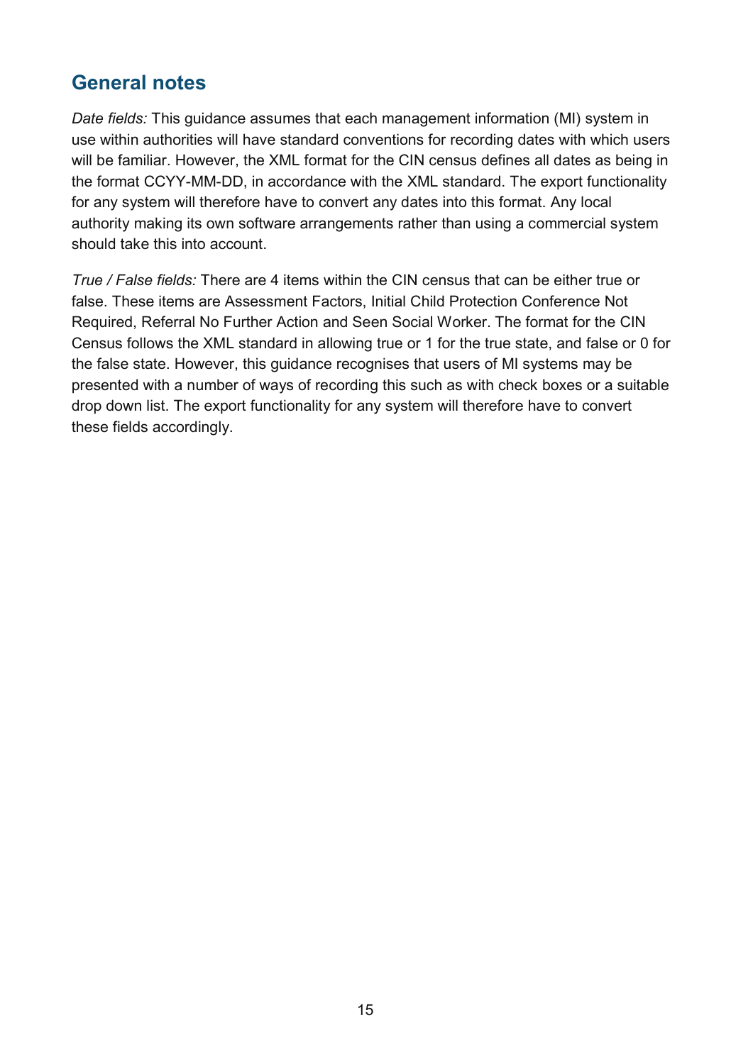## General notes

*Date fields:* This guidance assumes that each management information (MI) system in use within authorities will have standard conventions for recording dates with which users will be familiar. However, the XML format for the CIN census defines all dates as being in the format CCYY-MM-DD, in accordance with the XML standard. The export functionality for any system will therefore have to convert any dates into this format. Any local authority making its own software arrangements rather than using a commercial system should take this into account.

*True / False fields:* There are 4 items within the CIN census that can be either true or false. These items are Assessment Factors, Initial Child Protection Conference Not Required, Referral No Further Action and Seen Social Worker. The format for the CIN Census follows the XML standard in allowing true or 1 for the true state, and false or 0 for the false state. However, this guidance recognises that users of MI systems may be presented with a number of ways of recording this such as with check boxes or a suitable drop down list. The export functionality for any system will therefore have to convert these fields accordingly.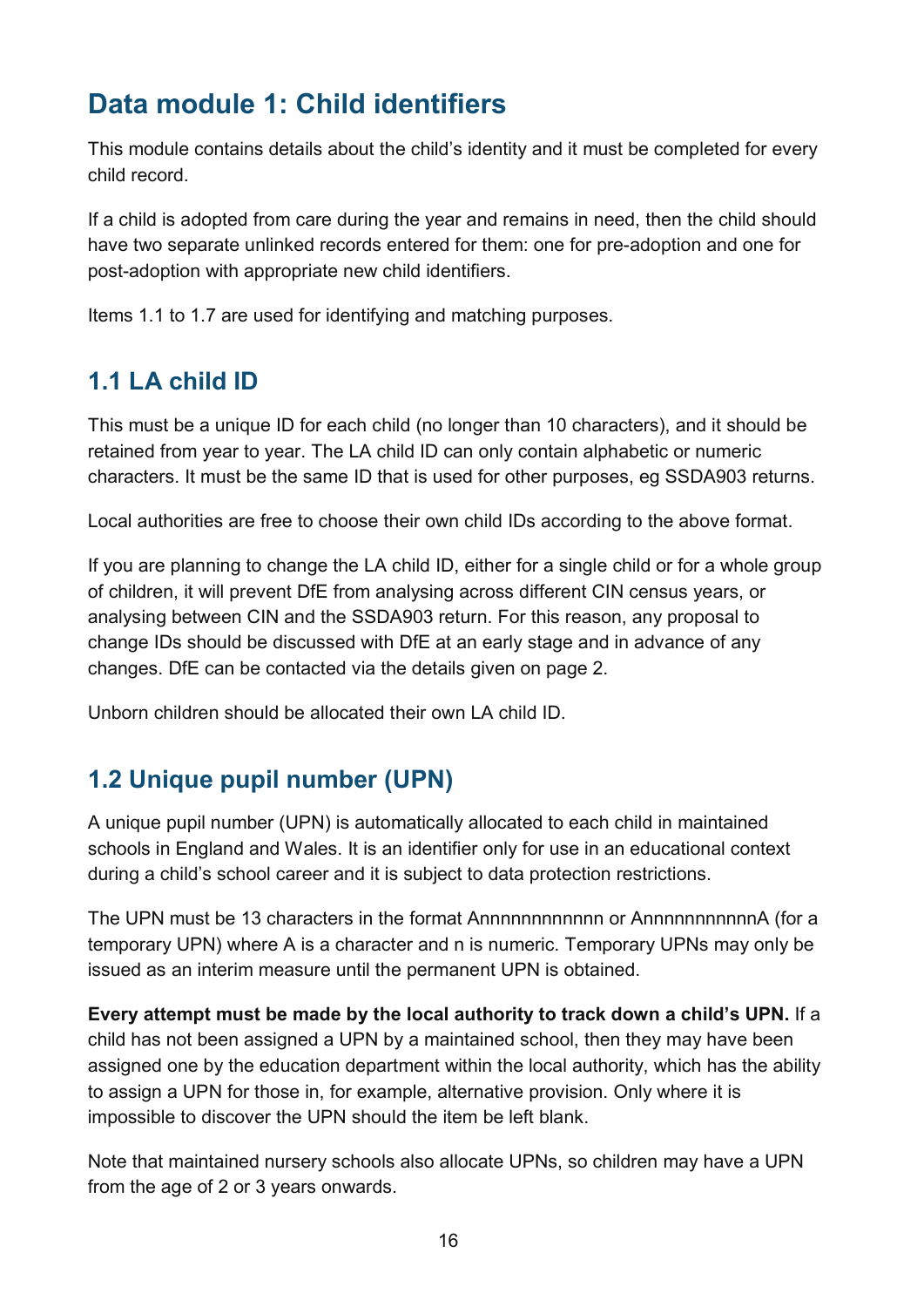# Data module 1: Child identifiers

This module contains details about the child's identity and it must be completed for every child record.

If a child is adopted from care during the year and remains in need, then the child should have two separate unlinked records entered for them: one for pre-adoption and one for post-adoption with appropriate new child identifiers.

Items 1.1 to 1.7 are used for identifying and matching purposes.

## 1.1 LA child ID

This must be a unique ID for each child (no longer than 10 characters), and it should be retained from year to year. The LA child ID can only contain alphabetic or numeric characters. It must be the same ID that is used for other purposes, eg SSDA903 returns.

Local authorities are free to choose their own child IDs according to the above format.

If you are planning to change the LA child ID, either for a single child or for a whole group of children, it will prevent DfE from analysing across different CIN census years, or analysing between CIN and the SSDA903 return. For this reason, any proposal to change IDs should be discussed with DfE at an early stage and in advance of any changes. DfE can be contacted via the details given on page 2.

Unborn children should be allocated their own LA child ID.

## 1.2 Unique pupil number (UPN)

A unique pupil number (UPN) is automatically allocated to each child in maintained schools in England and Wales. It is an identifier only for use in an educational context during a child's school career and it is subject to data protection restrictions.

The UPN must be 13 characters in the format Annnnnnnnnnnn or AnnnnnnnnnnnA (for a temporary UPN) where A is a character and n is numeric. Temporary UPNs may only be issued as an interim measure until the permanent UPN is obtained.

**Every attempt must be made by the local authority to track down a child's UPN.** If a child has not been assigned a UPN by a maintained school, then they may have been assigned one by the education department within the local authority, which has the ability to assign a UPN for those in, for example, alternative provision. Only where it is impossible to discover the UPN should the item be left blank.

Note that maintained nursery schools also allocate UPNs, so children may have a UPN from the age of 2 or 3 years onwards.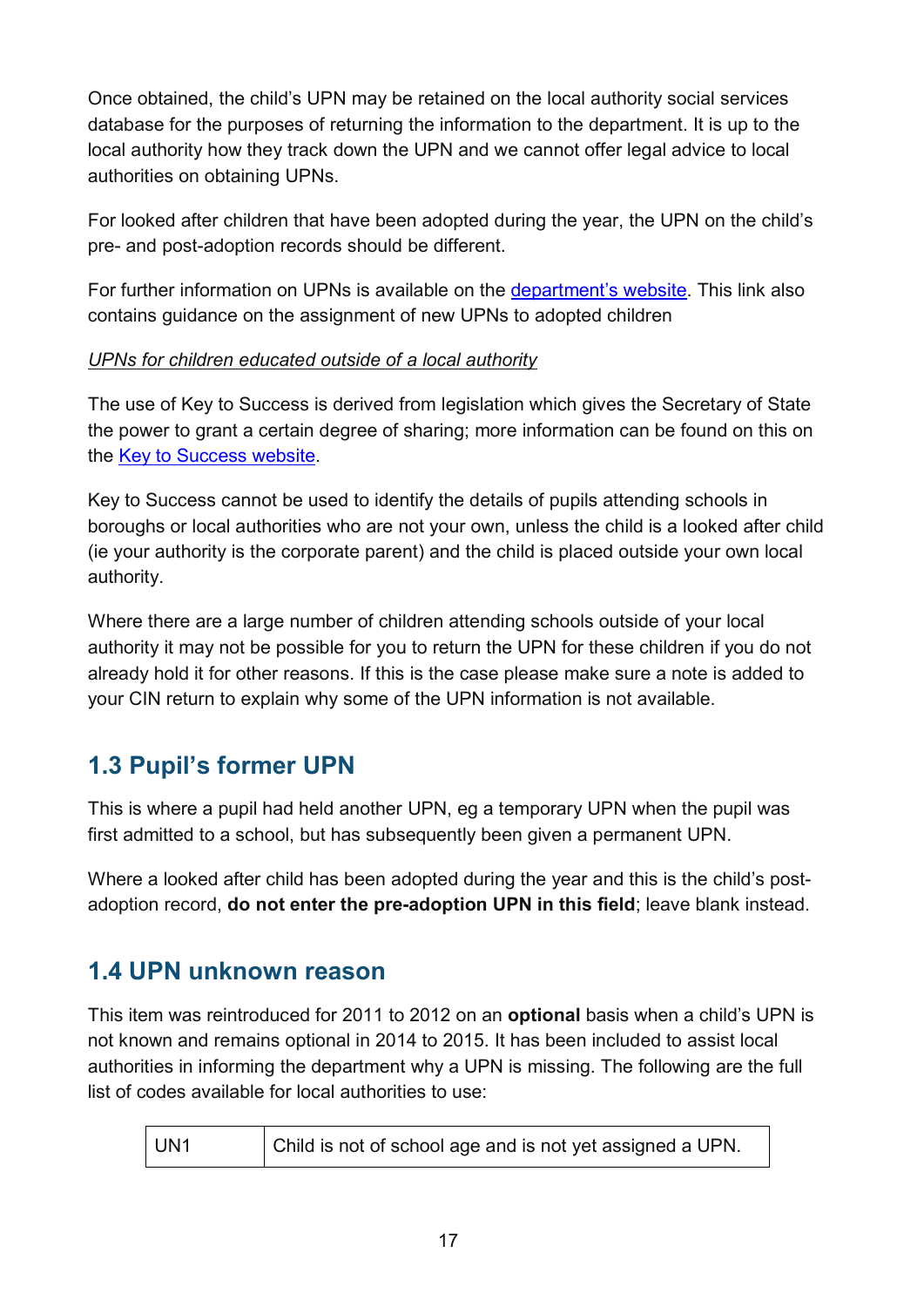Once obtained, the child's UPN may be retained on the local authority social services database for the purposes of returning the information to the department. It is up to the local authority how they track down the UPN and we cannot offer legal advice to local authorities on obtaining UPNs.

For looked after children that have been adopted during the year, the UPN on the child's pre- and post-adoption records should be different.

For further information on UPNs is available on the [department's website](). This link also contains guidance on the assignment of new UPNs to adopted children

*UPNs for children educated outside of a local authority*

The use of Key to Success is derived from legislation which gives the Secretary of State the power to grant a certain degree of sharing; more information can be found on this on the [Key to Success website]().

Key to Success cannot be used to identify the details of pupils attending schools in boroughs or local authorities who are not your own, unless the child is a looked after child (ie your authority is the corporate parent) and the child is placed outside your own local authority.

Where there are a large number of children attending schools outside of your local authority it may not be possible for you to return the UPN for these children if you do not already hold it for other reasons. If this is the case please make sure a note is added to your CIN return to explain why some of the UPN information is not available.

## 1.3 Pupil's former UPN

This is where a pupil had held another UPN, eg a temporary UPN when the pupil was first admitted to a school, but has subsequently been given a permanent UPN.

Where a looked after child has been adopted during the year and this is the child's post-adoption record, **do not enter the pre-adoption UPN in this field**; leave blank instead.

## 1.4 UPN unknown reason

This item was reintroduced for 2011 to 2012 on an **optional** basis when a child's UPN is not known and remains optional in 2014 to 2015. It has been included to assist local authorities in informing the department why a UPN is missing. The following are the full list of codes available for local authorities to use:

| | |
|---|---|
| UN1 | Child is not of school age and is not yet assigned a UPN. |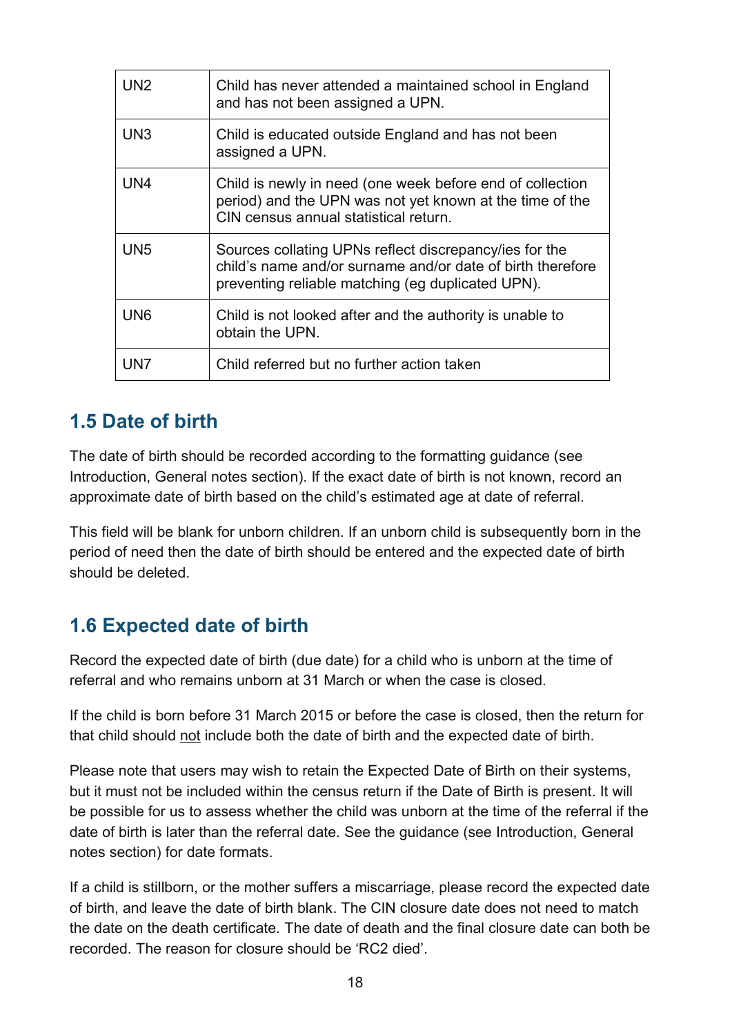| | |
|---|---|
| UN2 | Child has never attended a maintained school in England and has not been assigned a UPN. |
| UN3 | Child is educated outside England and has not been assigned a UPN. |
| UN4 | Child is newly in need (one week before end of collection period) and the UPN was not yet known at the time of the CIN census annual statistical return. |
| UN5 | Sources collating UPNs reflect discrepancy/ies for the child's name and/or surname and/or date of birth therefore preventing reliable matching (eg duplicated UPN). |
| UN6 | Child is not looked after and the authority is unable to obtain the UPN. |
| UN7 | Child referred but no further action taken |

## 1.5 Date of birth

The date of birth should be recorded according to the formatting guidance (see Introduction, General notes section). If the exact date of birth is not known, record an approximate date of birth based on the child's estimated age at date of referral.

This field will be blank for unborn children. If an unborn child is subsequently born in the period of need then the date of birth should be entered and the expected date of birth should be deleted.

## 1.6 Expected date of birth

Record the expected date of birth (due date) for a child who is unborn at the time of referral and who remains unborn at 31 March or when the case is closed.

If the child is born before 31 March 2015 or before the case is closed, then the return for that child should not include both the date of birth and the expected date of birth.

Please note that users may wish to retain the Expected Date of Birth on their systems, but it must not be included within the census return if the Date of Birth is present. It will be possible for us to assess whether the child was unborn at the time of the referral if the date of birth is later than the referral date. See the guidance (see Introduction, General notes section) for date formats.

If a child is stillborn, or the mother suffers a miscarriage, please record the expected date of birth, and leave the date of birth blank. The CIN closure date does not need to match the date on the death certificate. The date of death and the final closure date can both be recorded. The reason for closure should be 'RC2 died'.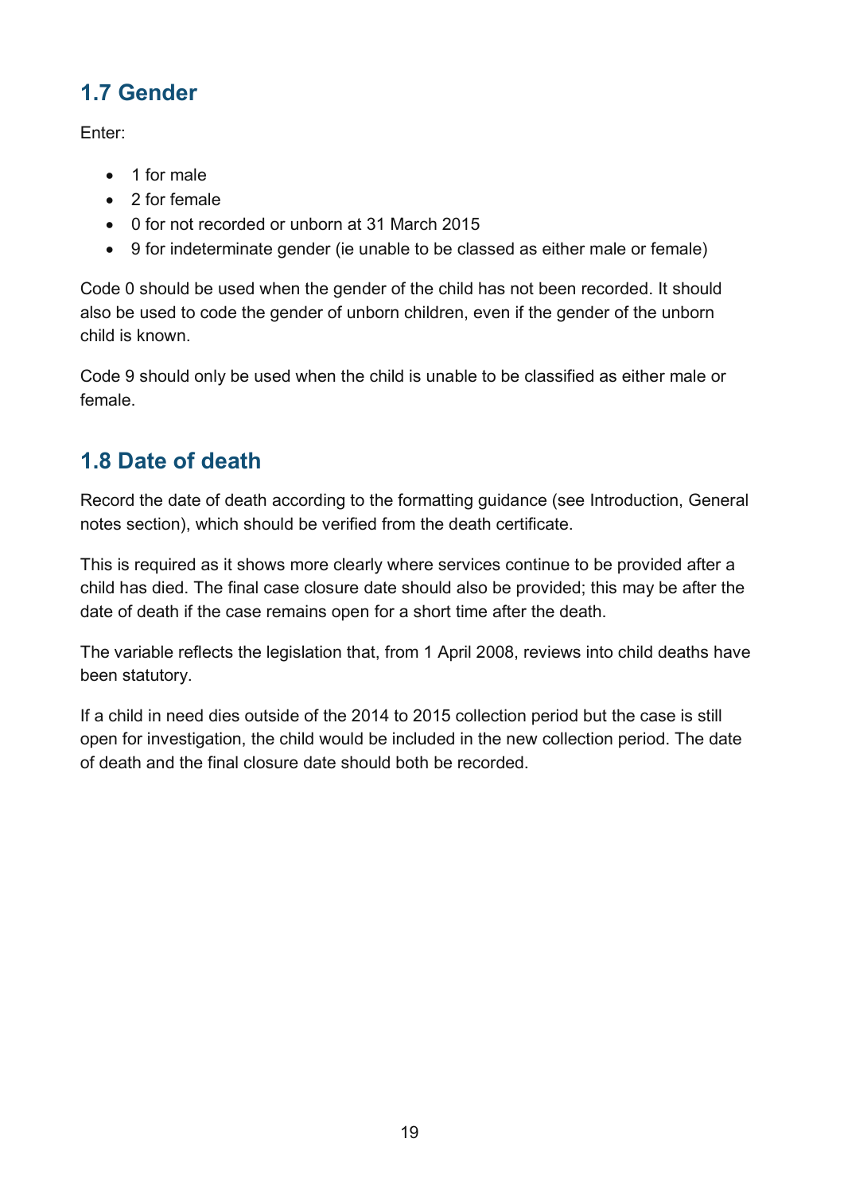## 1.7 Gender

Enter:

- 1 for male
- 2 for female
- 0 for not recorded or unborn at 31 March 2015
- 9 for indeterminate gender (ie unable to be classed as either male or female)

Code 0 should be used when the gender of the child has not been recorded. It should also be used to code the gender of unborn children, even if the gender of the unborn child is known.

Code 9 should only be used when the child is unable to be classified as either male or female.

## 1.8 Date of death

Record the date of death according to the formatting guidance (see Introduction, General notes section), which should be verified from the death certificate.

This is required as it shows more clearly where services continue to be provided after a child has died. The final case closure date should also be provided; this may be after the date of death if the case remains open for a short time after the death.

The variable reflects the legislation that, from 1 April 2008, reviews into child deaths have been statutory.

If a child in need dies outside of the 2014 to 2015 collection period but the case is still open for investigation, the child would be included in the new collection period. The date of death and the final closure date should both be recorded.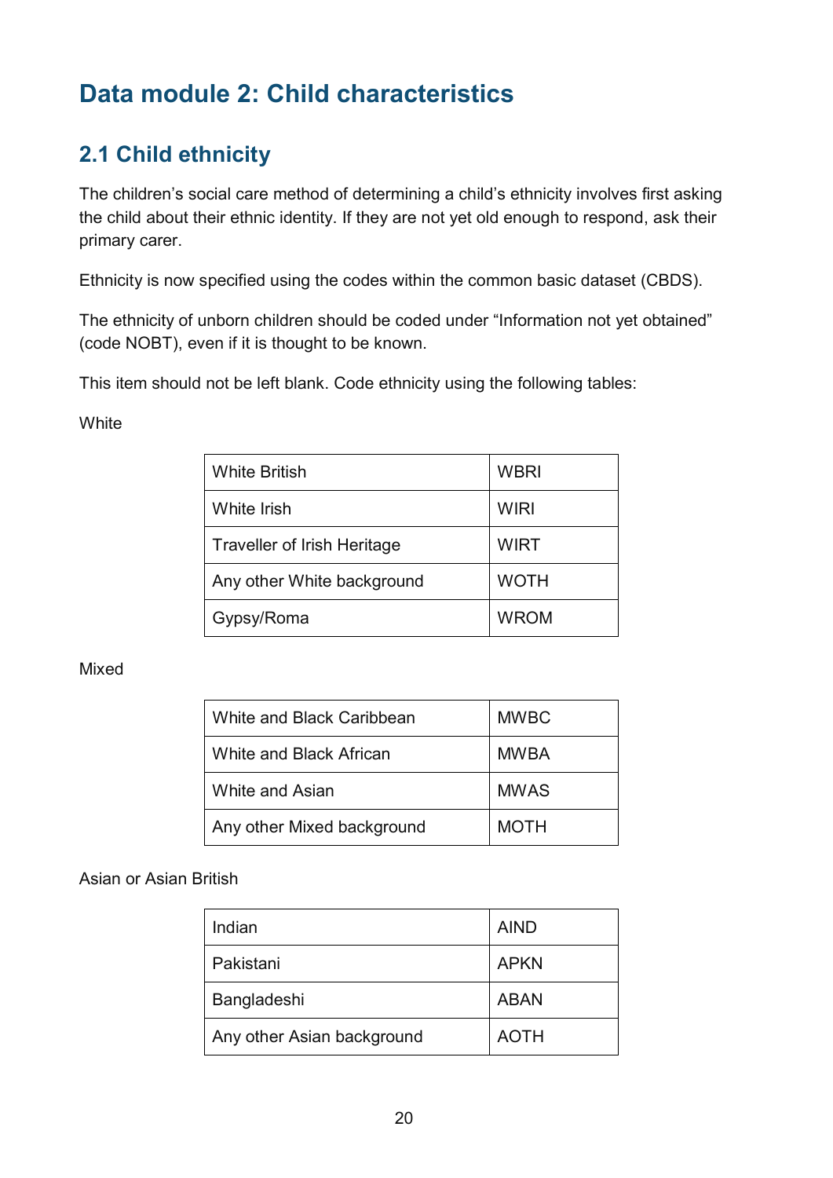# Data module 2: Child characteristics

## 2.1 Child ethnicity

The children's social care method of determining a child's ethnicity involves first asking the child about their ethnic identity. If they are not yet old enough to respond, ask their primary carer.

Ethnicity is now specified using the codes within the common basic dataset (CBDS).

The ethnicity of unborn children should be coded under "Information not yet obtained" (code NOBT), even if it is thought to be known.

This item should not be left blank. Code ethnicity using the following tables:

White

| | |
|---|---|
| White British | WBRI |
| White Irish | WIRI |
| Traveller of Irish Heritage | WIRT |
| Any other White background | WOTH |
| Gypsy/Roma | WROM |

Mixed

| | |
|---|---|
| White and Black Caribbean | MWBC |
| White and Black African | MWBA |
| White and Asian | MWAS |
| Any other Mixed background | MOTH |

Asian or Asian British

| | |
|---|---|
| Indian | AIND |
| Pakistani | APKN |
| Bangladeshi | ABAN |
| Any other Asian background | AOTH |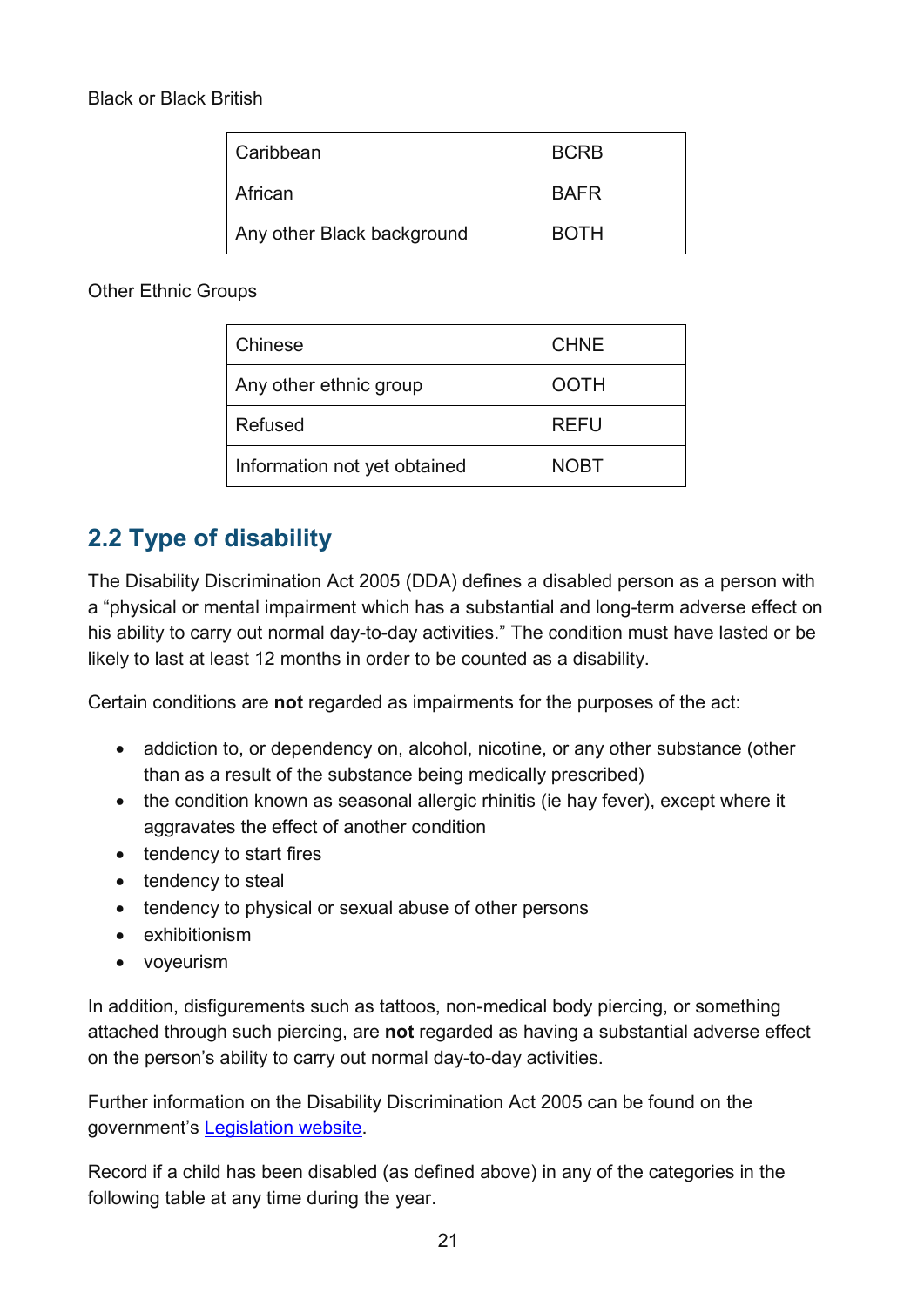Black or Black British

| Caribbean | BCRB |
|---|---|
| African | BAFR |
| Any other Black background | BOTH |

Other Ethnic Groups

| Chinese | CHNE |
|---|---|
| Any other ethnic group | OOTH |
| Refused | REFU |
| Information not yet obtained | NOBT |

## 2.2 Type of disability

The Disability Discrimination Act 2005 (DDA) defines a disabled person as a person with a "physical or mental impairment which has a substantial and long-term adverse effect on his ability to carry out normal day-to-day activities." The condition must have lasted or be likely to last at least 12 months in order to be counted as a disability.

Certain conditions are **not** regarded as impairments for the purposes of the act:

- addiction to, or dependency on, alcohol, nicotine, or any other substance (other than as a result of the substance being medically prescribed)
- the condition known as seasonal allergic rhinitis (ie hay fever), except where it aggravates the effect of another condition
- tendency to start fires
- tendency to steal
- tendency to physical or sexual abuse of other persons
- exhibitionism
- voyeurism

In addition, disfigurements such as tattoos, non-medical body piercing, or something attached through such piercing, are **not** regarded as having a substantial adverse effect on the person's ability to carry out normal day-to-day activities.

Further information on the Disability Discrimination Act 2005 can be found on the government's Legislation website.

Record if a child has been disabled (as defined above) in any of the categories in the following table at any time during the year.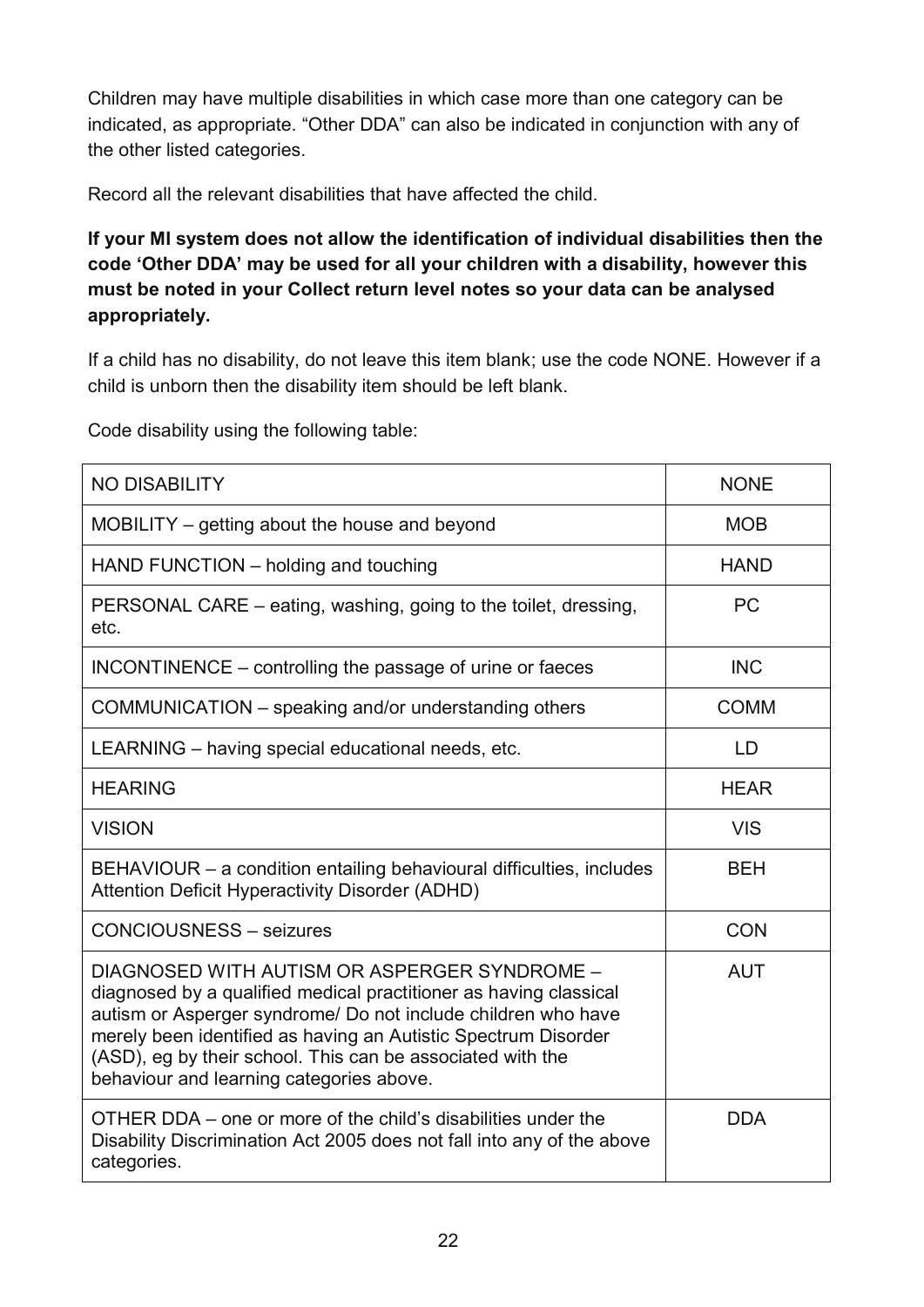Children may have multiple disabilities in which case more than one category can be indicated, as appropriate. “Other DDA” can also be indicated in conjunction with any of the other listed categories.

Record all the relevant disabilities that have affected the child.

**If your MI system does not allow the identification of individual disabilities then the code ‘Other DDA’ may be used for all your children with a disability, however this must be noted in your Collect return level notes so your data can be analysed appropriately.**

If a child has no disability, do not leave this item blank; use the code NONE. However if a child is unborn then the disability item should be left blank.

Code disability using the following table:

| | |
|---|---|
| NO DISABILITY | NONE |
| MOBILITY – getting about the house and beyond | MOB |
| HAND FUNCTION – holding and touching | HAND |
| PERSONAL CARE – eating, washing, going to the toilet, dressing, etc. | PC |
| INCONTINENCE – controlling the passage of urine or faeces | INC |
| COMMUNICATION – speaking and/or understanding others | COMM |
| LEARNING – having special educational needs, etc. | LD |
| HEARING | HEAR |
| VISION | VIS |
| BEHAVIOUR – a condition entailing behavioural difficulties, includes Attention Deficit Hyperactivity Disorder (ADHD) | BEH |
| CONCIOUSNESS – seizures | CON |
| DIAGNOSED WITH AUTISM OR ASPERGER SYNDROME – diagnosed by a qualified medical practitioner as having classical autism or Asperger syndrome/ Do not include children who have merely been identified as having an Autistic Spectrum Disorder (ASD), eg by their school. This can be associated with the behaviour and learning categories above. | AUT |
| OTHER DDA – one or more of the child’s disabilities under the Disability Discrimination Act 2005 does not fall into any of the above categories. | DDA |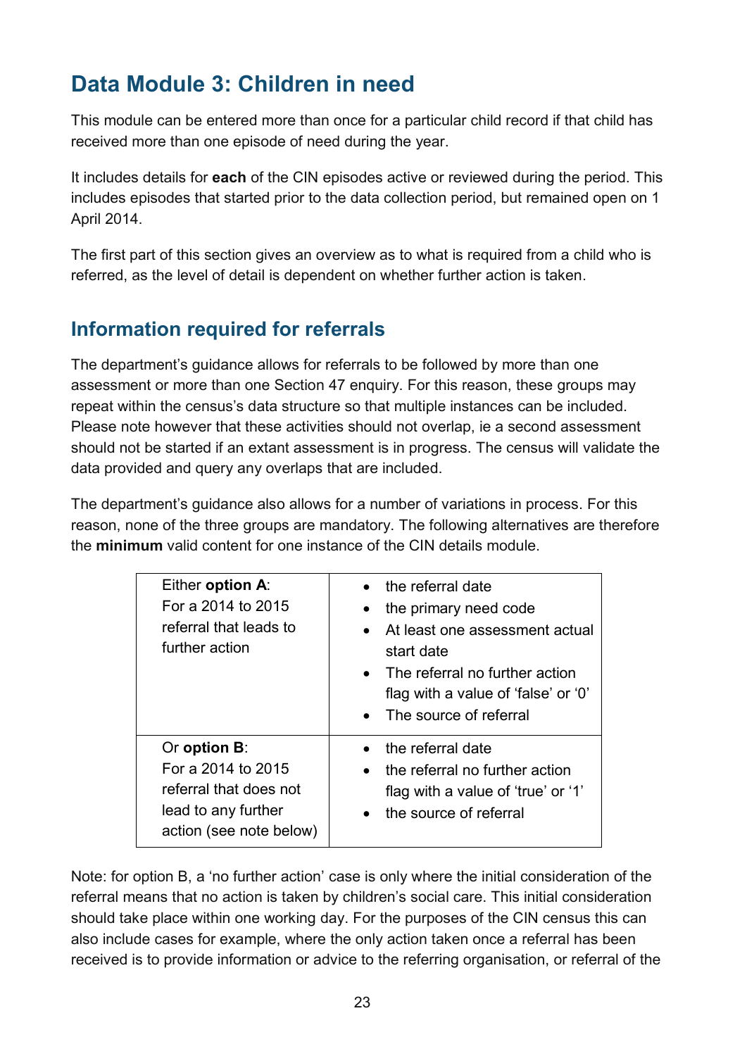# Data Module 3: Children in need

This module can be entered more than once for a particular child record if that child has received more than one episode of need during the year.

It includes details for **each** of the CIN episodes active or reviewed during the period. This includes episodes that started prior to the data collection period, but remained open on 1 April 2014.

The first part of this section gives an overview as to what is required from a child who is referred, as the level of detail is dependent on whether further action is taken.

## Information required for referrals

The department's guidance allows for referrals to be followed by more than one assessment or more than one Section 47 enquiry. For this reason, these groups may repeat within the census's data structure so that multiple instances can be included. Please note however that these activities should not overlap, ie a second assessment should not be started if an extant assessment is in progress. The census will validate the data provided and query any overlaps that are included.

The department's guidance also allows for a number of variations in process. For this reason, none of the three groups are mandatory. The following alternatives are therefore the **minimum** valid content for one instance of the CIN details module.

| | |
|---|---|
| Either **option A**: For a 2014 to 2015 referral that leads to further action | • the referral date<br>• the primary need code<br>• At least one assessment actual start date<br>• The referral no further action flag with a value of 'false' or '0'<br>• The source of referral |
| Or **option B**: For a 2014 to 2015 referral that does not lead to any further action (see note below) | • the referral date<br>• the referral no further action flag with a value of 'true' or '1'<br>• the source of referral |

Note: for option B, a 'no further action' case is only where the initial consideration of the referral means that no action is taken by children's social care. This initial consideration should take place within one working day. For the purposes of the CIN census this can also include cases for example, where the only action taken once a referral has been received is to provide information or advice to the referring organisation, or referral of the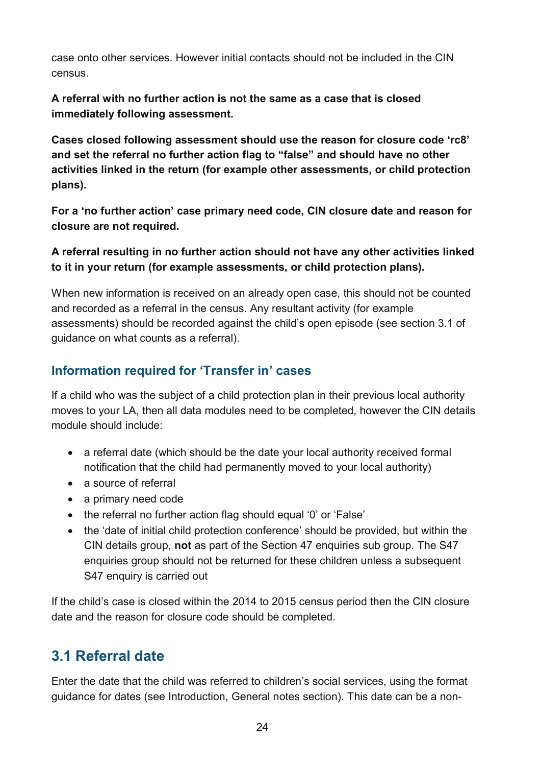case onto other services. However initial contacts should not be included in the CIN census.

**A referral with no further action is not the same as a case that is closed immediately following assessment.**

**Cases closed following assessment should use the reason for closure code 'rc8' and set the referral no further action flag to "false" and should have no other activities linked in the return (for example other assessments, or child protection plans).**

**For a 'no further action' case primary need code, CIN closure date and reason for closure are not required.**

**A referral resulting in no further action should not have any other activities linked to it in your return (for example assessments, or child protection plans).**

When new information is received on an already open case, this should not be counted and recorded as a referral in the census. Any resultant activity (for example assessments) should be recorded against the child's open episode (see section 3.1 of guidance on what counts as a referral).

### Information required for 'Transfer in' cases

If a child who was the subject of a child protection plan in their previous local authority moves to your LA, then all data modules need to be completed, however the CIN details module should include:

- a referral date (which should be the date your local authority received formal notification that the child had permanently moved to your local authority)
- a source of referral
- a primary need code
- the referral no further action flag should equal '0' or 'False'
- the 'date of initial child protection conference' should be provided, but within the CIN details group, **not** as part of the Section 47 enquiries sub group. The S47 enquiries group should not be returned for these children unless a subsequent S47 enquiry is carried out

If the child's case is closed within the 2014 to 2015 census period then the CIN closure date and the reason for closure code should be completed.

## 3.1 Referral date

Enter the date that the child was referred to children's social services, using the format guidance for dates (see Introduction, General notes section). This date can be a non-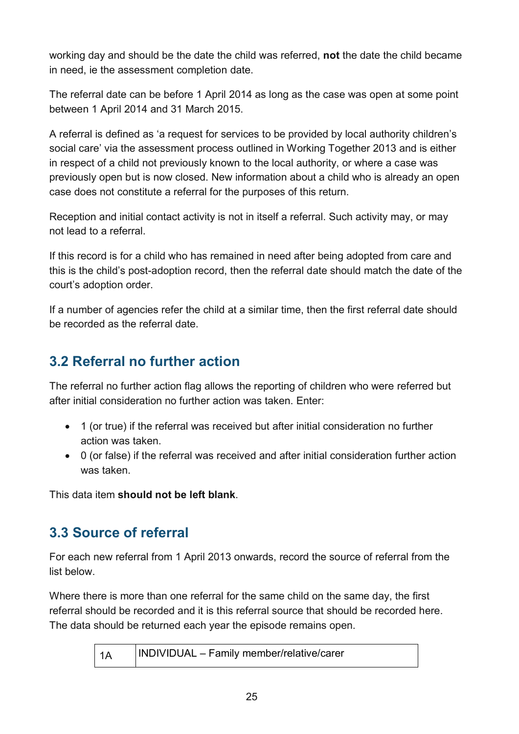working day and should be the date the child was referred, **not** the date the child became in need, ie the assessment completion date.

The referral date can be before 1 April 2014 as long as the case was open at some point between 1 April 2014 and 31 March 2015.

A referral is defined as 'a request for services to be provided by local authority children's social care' via the assessment process outlined in Working Together 2013 and is either in respect of a child not previously known to the local authority, or where a case was previously open but is now closed. New information about a child who is already an open case does not constitute a referral for the purposes of this return.

Reception and initial contact activity is not in itself a referral. Such activity may, or may not lead to a referral.

If this record is for a child who has remained in need after being adopted from care and this is the child's post-adoption record, then the referral date should match the date of the court's adoption order.

If a number of agencies refer the child at a similar time, then the first referral date should be recorded as the referral date.

## 3.2 Referral no further action

The referral no further action flag allows the reporting of children who were referred but after initial consideration no further action was taken. Enter:

- 1 (or true) if the referral was received but after initial consideration no further action was taken.
- 0 (or false) if the referral was received and after initial consideration further action was taken.

This data item **should not be left blank**.

## 3.3 Source of referral

For each new referral from 1 April 2013 onwards, record the source of referral from the list below.

Where there is more than one referral for the same child on the same day, the first referral should be recorded and it is this referral source that should be recorded here. The data should be returned each year the episode remains open.

| 1A | INDIVIDUAL – Family member/relative/carer |
|---|---|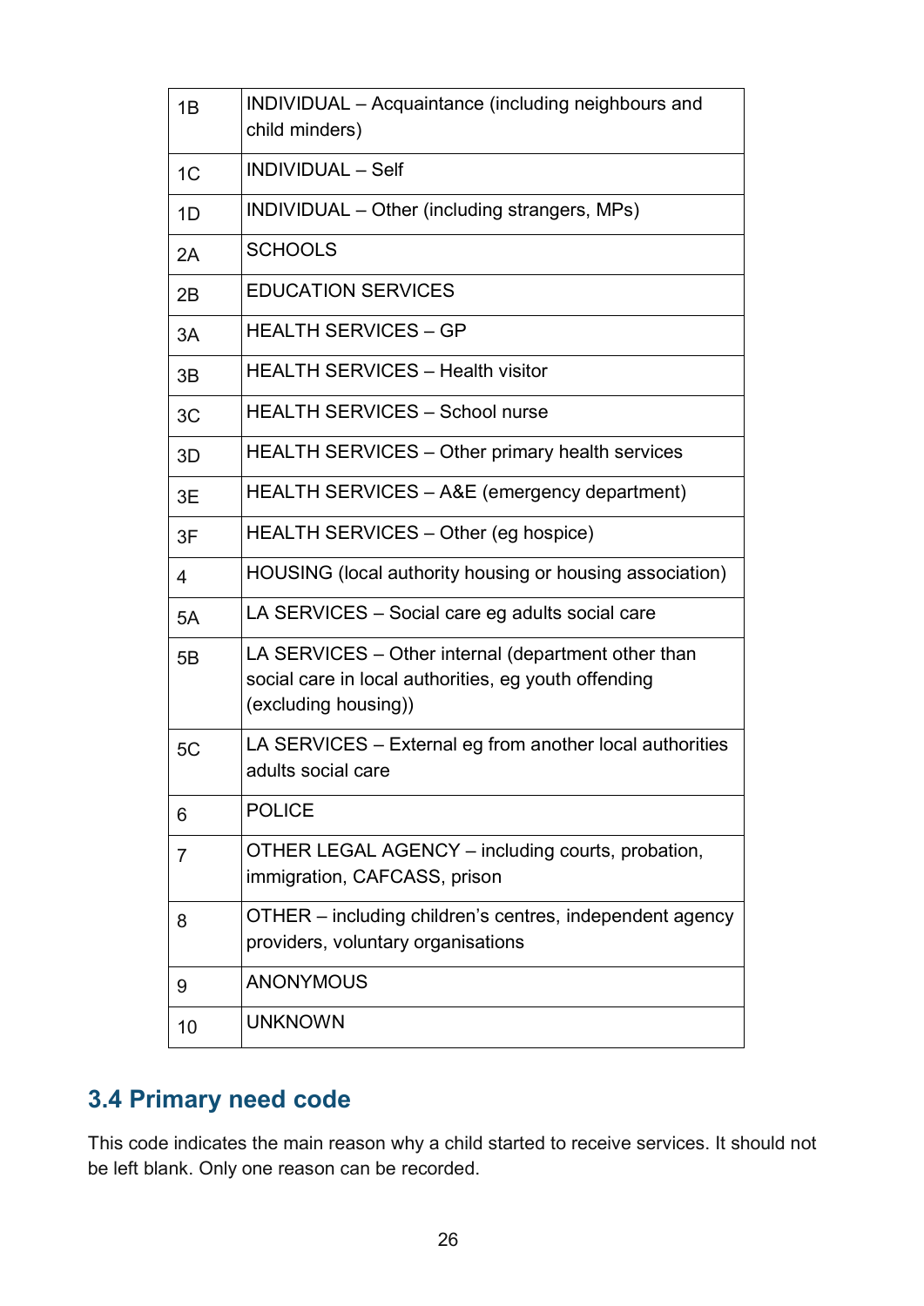| 1B | INDIVIDUAL – Acquaintance (including neighbours and child minders) |
|---|---|
| 1C | INDIVIDUAL – Self |
| 1D | INDIVIDUAL – Other (including strangers, MPs) |
| 2A | SCHOOLS |
| 2B | EDUCATION SERVICES |
| 3A | HEALTH SERVICES – GP |
| 3B | HEALTH SERVICES – Health visitor |
| 3C | HEALTH SERVICES – School nurse |
| 3D | HEALTH SERVICES – Other primary health services |
| 3E | HEALTH SERVICES – A&E (emergency department) |
| 3F | HEALTH SERVICES – Other (eg hospice) |
| 4 | HOUSING (local authority housing or housing association) |
| 5A | LA SERVICES – Social care eg adults social care |
| 5B | LA SERVICES – Other internal (department other than social care in local authorities, eg youth offending (excluding housing)) |
| 5C | LA SERVICES – External eg from another local authorities adults social care |
| 6 | POLICE |
| 7 | OTHER LEGAL AGENCY – including courts, probation, immigration, CAFCASS, prison |
| 8 | OTHER – including children's centres, independent agency providers, voluntary organisations |
| 9 | ANONYMOUS |
| 10 | UNKNOWN |

## 3.4 Primary need code

This code indicates the main reason why a child started to receive services. It should not be left blank. Only one reason can be recorded.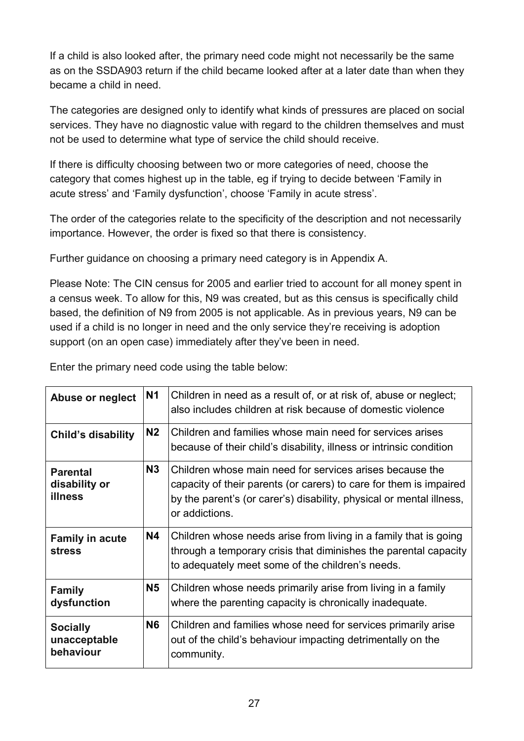If a child is also looked after, the primary need code might not necessarily be the same as on the SSDA903 return if the child became looked after at a later date than when they became a child in need.

The categories are designed only to identify what kinds of pressures are placed on social services. They have no diagnostic value with regard to the children themselves and must not be used to determine what type of service the child should receive.

If there is difficulty choosing between two or more categories of need, choose the category that comes highest up in the table, eg if trying to decide between 'Family in acute stress' and 'Family dysfunction', choose 'Family in acute stress'.

The order of the categories relate to the specificity of the description and not necessarily importance. However, the order is fixed so that there is consistency.

Further guidance on choosing a primary need category is in Appendix A.

Please Note: The CIN census for 2005 and earlier tried to account for all money spent in a census week. To allow for this, N9 was created, but as this census is specifically child based, the definition of N9 from 2005 is not applicable. As in previous years, N9 can be used if a child is no longer in need and the only service they're receiving is adoption support (on an open case) immediately after they've been in need.

Enter the primary need code using the table below:

| | | |
|---|---|---|
| **Abuse or neglect** | **N1** | Children in need as a result of, or at risk of, abuse or neglect; also includes children at risk because of domestic violence |
| **Child's disability** | **N2** | Children and families whose main need for services arises because of their child's disability, illness or intrinsic condition |
| **Parental disability or illness** | **N3** | Children whose main need for services arises because the capacity of their parents (or carers) to care for them is impaired by the parent's (or carer's) disability, physical or mental illness, or addictions. |
| **Family in acute stress** | **N4** | Children whose needs arise from living in a family that is going through a temporary crisis that diminishes the parental capacity to adequately meet some of the children's needs. |
| **Family dysfunction** | **N5** | Children whose needs primarily arise from living in a family where the parenting capacity is chronically inadequate. |
| **Socially unacceptable behaviour** | **N6** | Children and families whose need for services primarily arise out of the child's behaviour impacting detrimentally on the community. |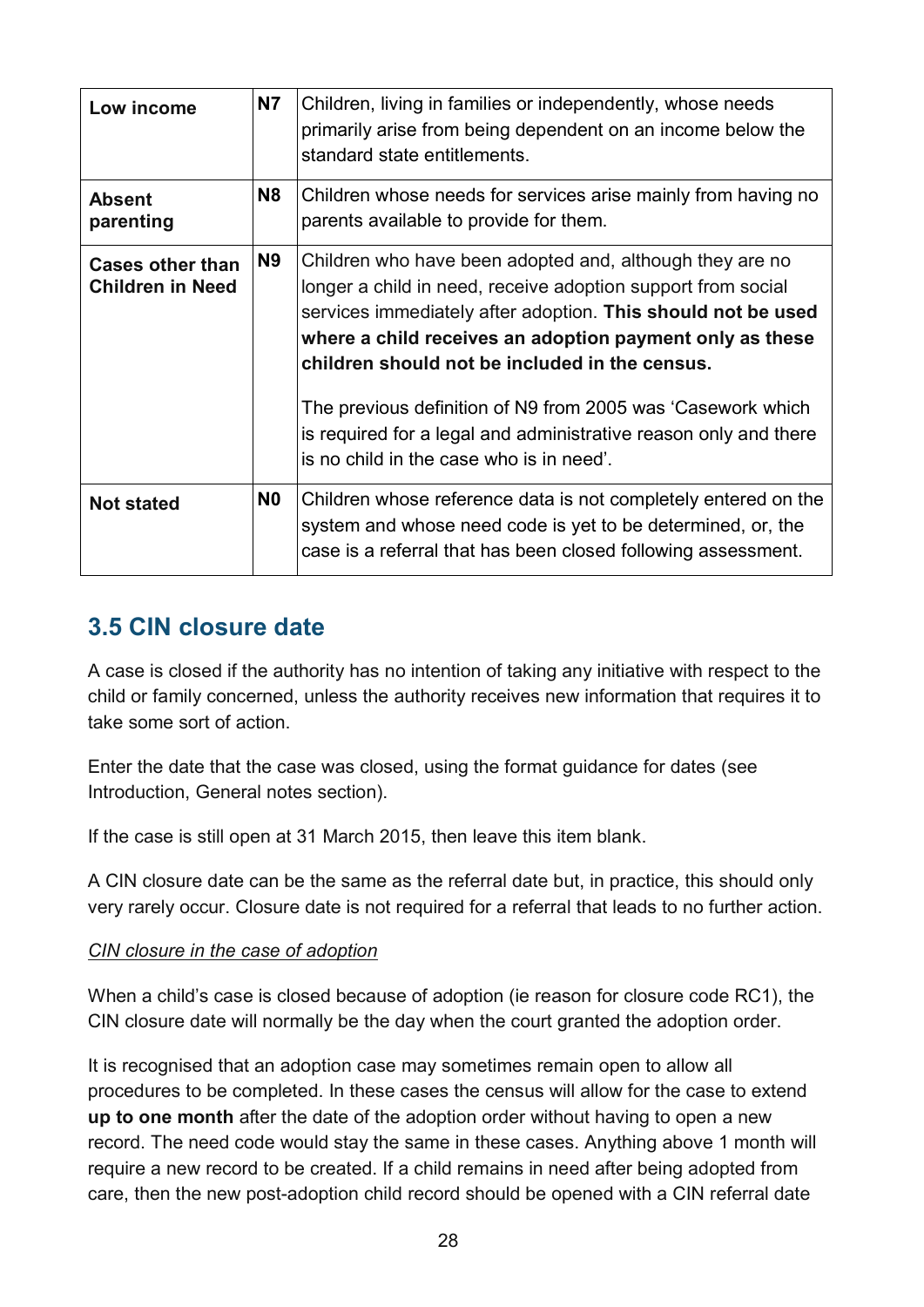| | | |
|---|---|---|
| **Low income** | **N7** | Children, living in families or independently, whose needs primarily arise from being dependent on an income below the standard state entitlements. |
| **Absent parenting** | **N8** | Children whose needs for services arise mainly from having no parents available to provide for them. |
| **Cases other than Children in Need** | **N9** | Children who have been adopted and, although they are no longer a child in need, receive adoption support from social services immediately after adoption. **This should not be used where a child receives an adoption payment only as these children should not be included in the census.**<br><br>The previous definition of N9 from 2005 was 'Casework which is required for a legal and administrative reason only and there is no child in the case who is in need'. |
| **Not stated** | **N0** | Children whose reference data is not completely entered on the system and whose need code is yet to be determined, or, the case is a referral that has been closed following assessment. |

## 3.5 CIN closure date

A case is closed if the authority has no intention of taking any initiative with respect to the child or family concerned, unless the authority receives new information that requires it to take some sort of action.

Enter the date that the case was closed, using the format guidance for dates (see Introduction, General notes section).

If the case is still open at 31 March 2015, then leave this item blank.

A CIN closure date can be the same as the referral date but, in practice, this should only very rarely occur. Closure date is not required for a referral that leads to no further action.

*CIN closure in the case of adoption*

When a child's case is closed because of adoption (ie reason for closure code RC1), the CIN closure date will normally be the day when the court granted the adoption order.

It is recognised that an adoption case may sometimes remain open to allow all procedures to be completed. In these cases the census will allow for the case to extend **up to one month** after the date of the adoption order without having to open a new record. The need code would stay the same in these cases. Anything above 1 month will require a new record to be created. If a child remains in need after being adopted from care, then the new post-adoption child record should be opened with a CIN referral date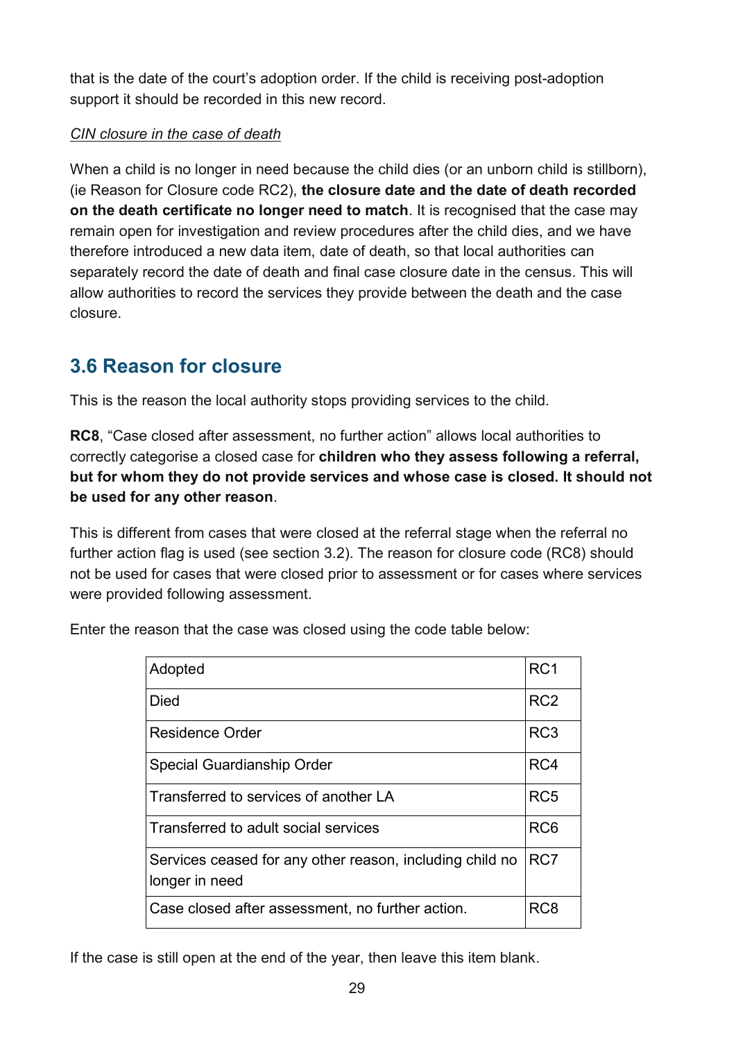that is the date of the court's adoption order. If the child is receiving post-adoption support it should be recorded in this new record.

*CIN closure in the case of death*

When a child is no longer in need because the child dies (or an unborn child is stillborn), (ie Reason for Closure code RC2), **the closure date and the date of death recorded on the death certificate no longer need to match**. It is recognised that the case may remain open for investigation and review procedures after the child dies, and we have therefore introduced a new data item, date of death, so that local authorities can separately record the date of death and final case closure date in the census. This will allow authorities to record the services they provide between the death and the case closure.

## 3.6 Reason for closure

This is the reason the local authority stops providing services to the child.

**RC8**, "Case closed after assessment, no further action" allows local authorities to correctly categorise a closed case for **children who they assess following a referral, but for whom they do not provide services and whose case is closed. It should not be used for any other reason**.

This is different from cases that were closed at the referral stage when the referral no further action flag is used (see section 3.2). The reason for closure code (RC8) should not be used for cases that were closed prior to assessment or for cases where services were provided following assessment.

Enter the reason that the case was closed using the code table below:

| | |
|---|---|
| Adopted | RC1 |
| Died | RC2 |
| Residence Order | RC3 |
| Special Guardianship Order | RC4 |
| Transferred to services of another LA | RC5 |
| Transferred to adult social services | RC6 |
| Services ceased for any other reason, including child no longer in need | RC7 |
| Case closed after assessment, no further action. | RC8 |

If the case is still open at the end of the year, then leave this item blank.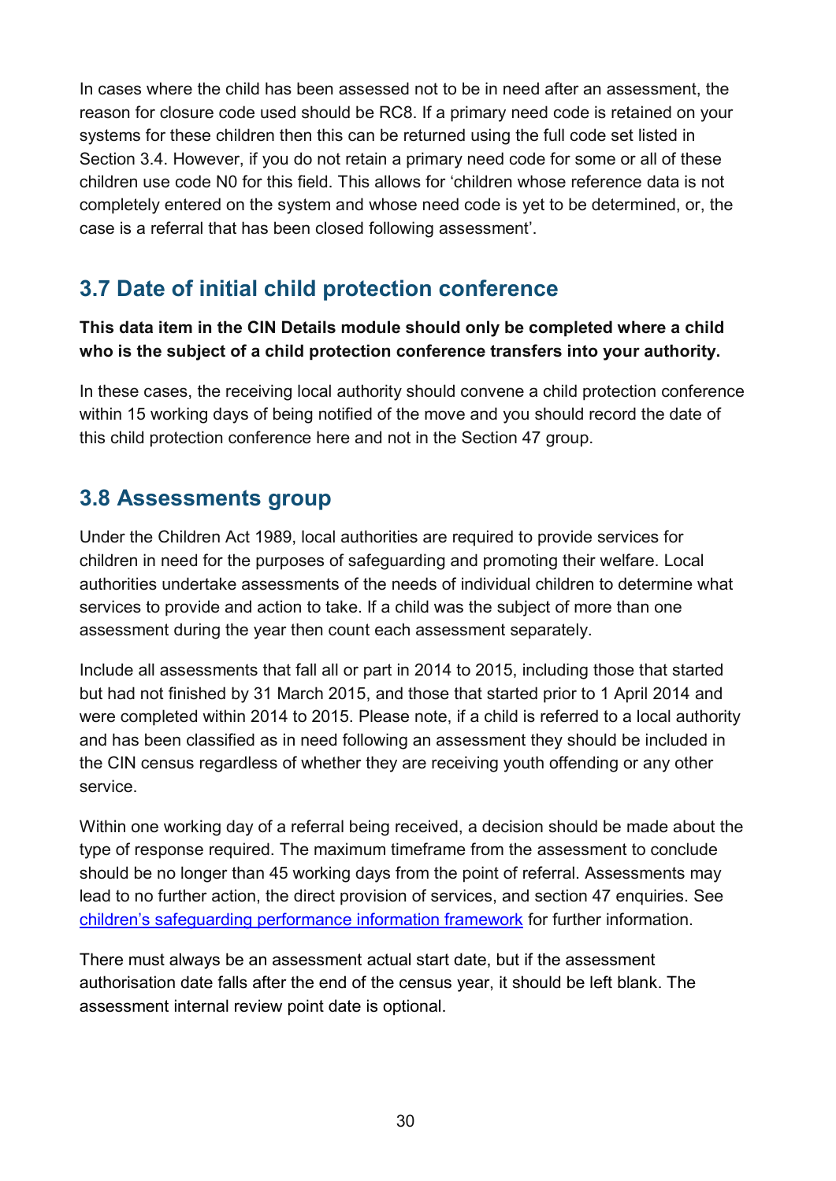In cases where the child has been assessed not to be in need after an assessment, the reason for closure code used should be RC8. If a primary need code is retained on your systems for these children then this can be returned using the full code set listed in Section 3.4. However, if you do not retain a primary need code for some or all of these children use code N0 for this field. This allows for 'children whose reference data is not completely entered on the system and whose need code is yet to be determined, or, the case is a referral that has been closed following assessment'.

## 3.7 Date of initial child protection conference

**This data item in the CIN Details module should only be completed where a child who is the subject of a child protection conference transfers into your authority.**

In these cases, the receiving local authority should convene a child protection conference within 15 working days of being notified of the move and you should record the date of this child protection conference here and not in the Section 47 group.

## 3.8 Assessments group

Under the Children Act 1989, local authorities are required to provide services for children in need for the purposes of safeguarding and promoting their welfare. Local authorities undertake assessments of the needs of individual children to determine what services to provide and action to take. If a child was the subject of more than one assessment during the year then count each assessment separately.

Include all assessments that fall all or part in 2014 to 2015, including those that started but had not finished by 31 March 2015, and those that started prior to 1 April 2014 and were completed within 2014 to 2015. Please note, if a child is referred to a local authority and has been classified as in need following an assessment they should be included in the CIN census regardless of whether they are receiving youth offending or any other service.

Within one working day of a referral being received, a decision should be made about the type of response required. The maximum timeframe from the assessment to conclude should be no longer than 45 working days from the point of referral. Assessments may lead to no further action, the direct provision of services, and section 47 enquiries. See children's safeguarding performance information framework for further information.

There must always be an assessment actual start date, but if the assessment authorisation date falls after the end of the census year, it should be left blank. The assessment internal review point date is optional.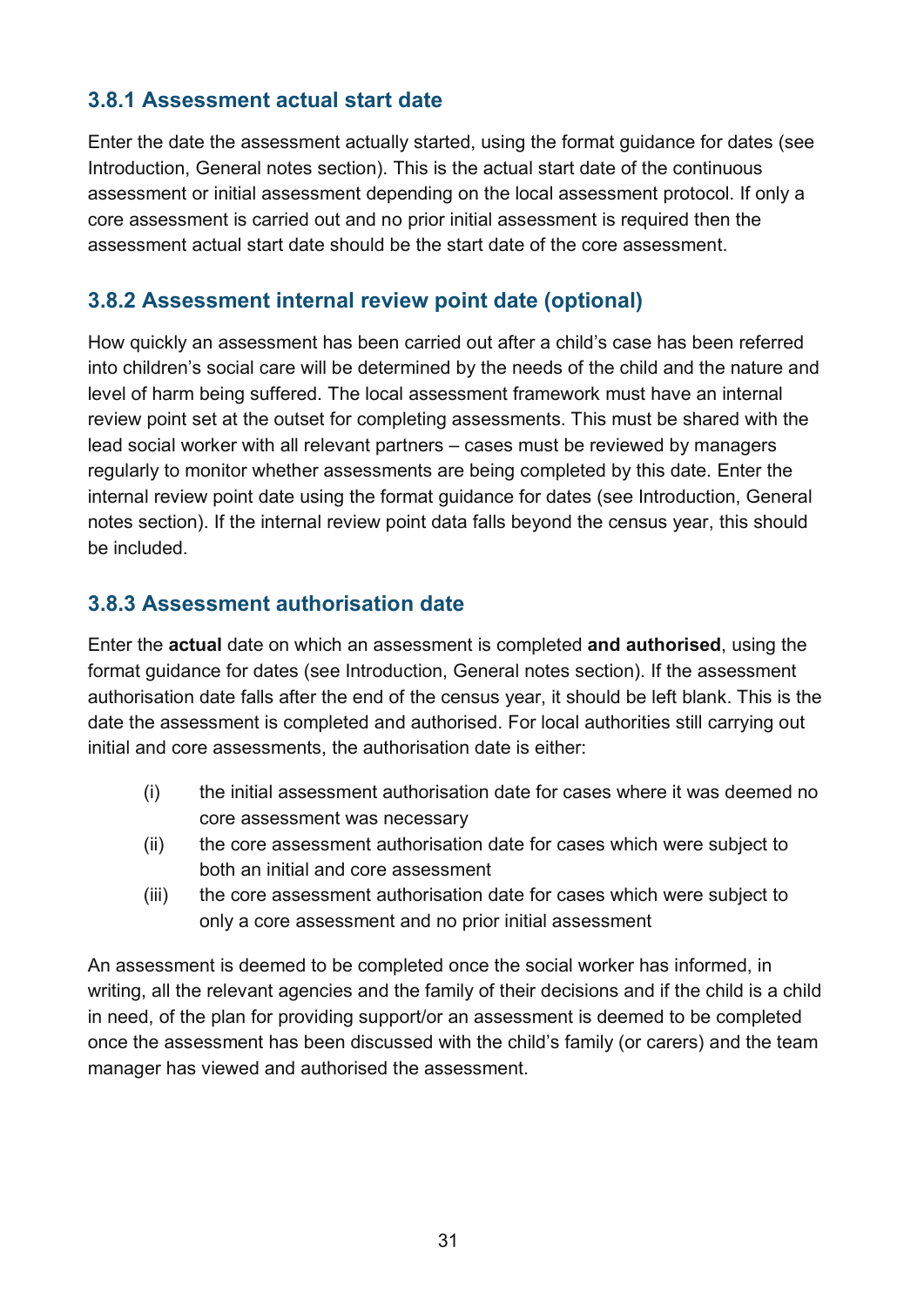### 3.8.1 Assessment actual start date

Enter the date the assessment actually started, using the format guidance for dates (see Introduction, General notes section). This is the actual start date of the continuous assessment or initial assessment depending on the local assessment protocol. If only a core assessment is carried out and no prior initial assessment is required then the assessment actual start date should be the start date of the core assessment.

### 3.8.2 Assessment internal review point date (optional)

How quickly an assessment has been carried out after a child's case has been referred into children's social care will be determined by the needs of the child and the nature and level of harm being suffered. The local assessment framework must have an internal review point set at the outset for completing assessments. This must be shared with the lead social worker with all relevant partners – cases must be reviewed by managers regularly to monitor whether assessments are being completed by this date. Enter the internal review point date using the format guidance for dates (see Introduction, General notes section). If the internal review point data falls beyond the census year, this should be included.

### 3.8.3 Assessment authorisation date

Enter the **actual** date on which an assessment is completed **and authorised**, using the format guidance for dates (see Introduction, General notes section). If the assessment authorisation date falls after the end of the census year, it should be left blank. This is the date the assessment is completed and authorised. For local authorities still carrying out initial and core assessments, the authorisation date is either:

(i) the initial assessment authorisation date for cases where it was deemed no core assessment was necessary

(ii) the core assessment authorisation date for cases which were subject to both an initial and core assessment

(iii) the core assessment authorisation date for cases which were subject to only a core assessment and no prior initial assessment

An assessment is deemed to be completed once the social worker has informed, in writing, all the relevant agencies and the family of their decisions and if the child is a child in need, of the plan for providing support/or an assessment is deemed to be completed once the assessment has been discussed with the child's family (or carers) and the team manager has viewed and authorised the assessment.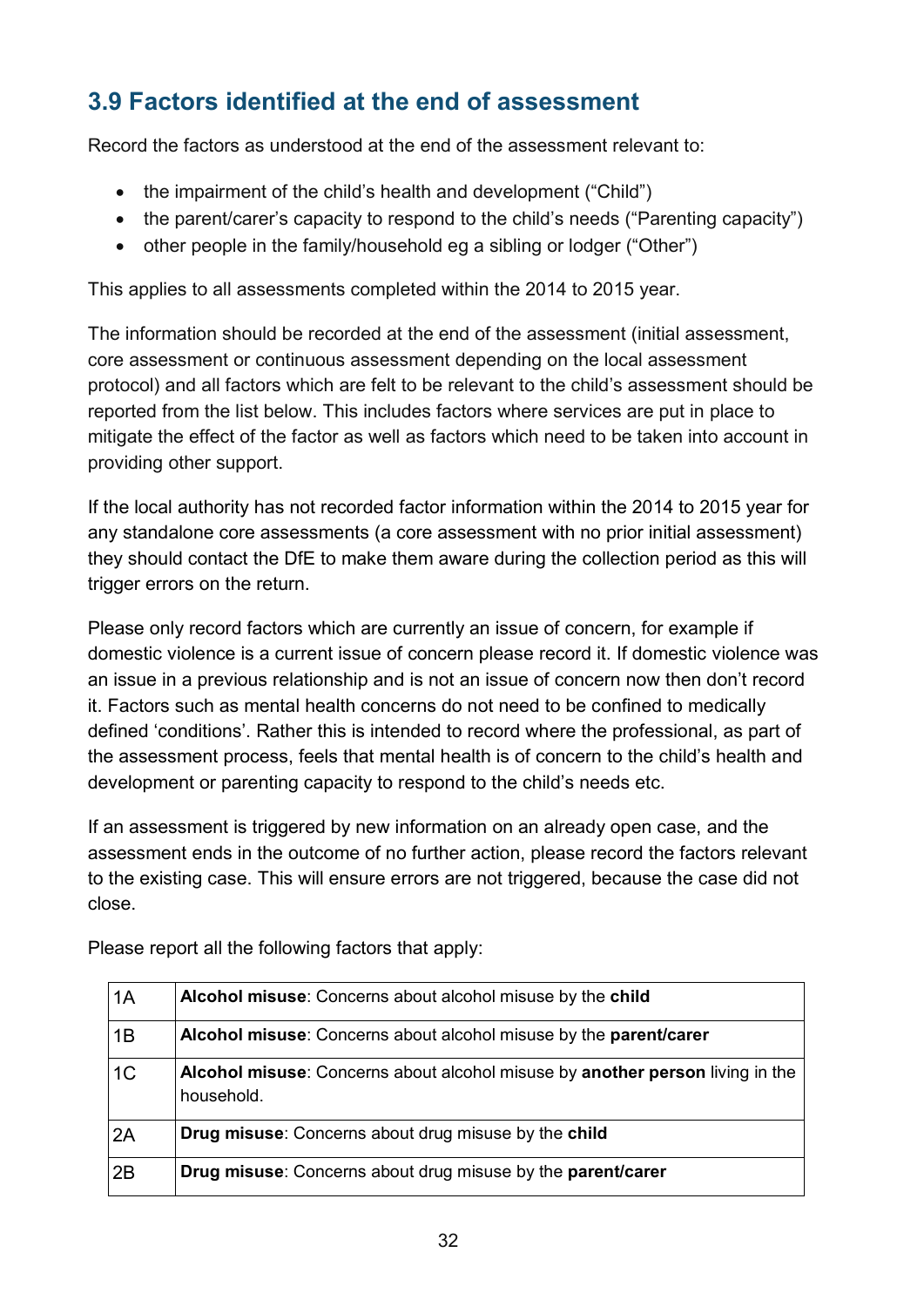## 3.9 Factors identified at the end of assessment

Record the factors as understood at the end of the assessment relevant to:

- the impairment of the child's health and development ("Child")
- the parent/carer's capacity to respond to the child's needs ("Parenting capacity")
- other people in the family/household eg a sibling or lodger ("Other")

This applies to all assessments completed within the 2014 to 2015 year.

The information should be recorded at the end of the assessment (initial assessment, core assessment or continuous assessment depending on the local assessment protocol) and all factors which are felt to be relevant to the child's assessment should be reported from the list below. This includes factors where services are put in place to mitigate the effect of the factor as well as factors which need to be taken into account in providing other support.

If the local authority has not recorded factor information within the 2014 to 2015 year for any standalone core assessments (a core assessment with no prior initial assessment) they should contact the DfE to make them aware during the collection period as this will trigger errors on the return.

Please only record factors which are currently an issue of concern, for example if domestic violence is a current issue of concern please record it. If domestic violence was an issue in a previous relationship and is not an issue of concern now then don't record it. Factors such as mental health concerns do not need to be confined to medically defined 'conditions'. Rather this is intended to record where the professional, as part of the assessment process, feels that mental health is of concern to the child's health and development or parenting capacity to respond to the child's needs etc.

If an assessment is triggered by new information on an already open case, and the assessment ends in the outcome of no further action, please record the factors relevant to the existing case. This will ensure errors are not triggered, because the case did not close.

Please report all the following factors that apply:

| | |
|---|---|
| 1A | **Alcohol misuse**: Concerns about alcohol misuse by the **child** |
| 1B | **Alcohol misuse**: Concerns about alcohol misuse by the **parent/carer** |
| 1C | **Alcohol misuse**: Concerns about alcohol misuse by **another person** living in the household. |
| 2A | **Drug misuse**: Concerns about drug misuse by the **child** |
| 2B | **Drug misuse**: Concerns about drug misuse by the **parent/carer** |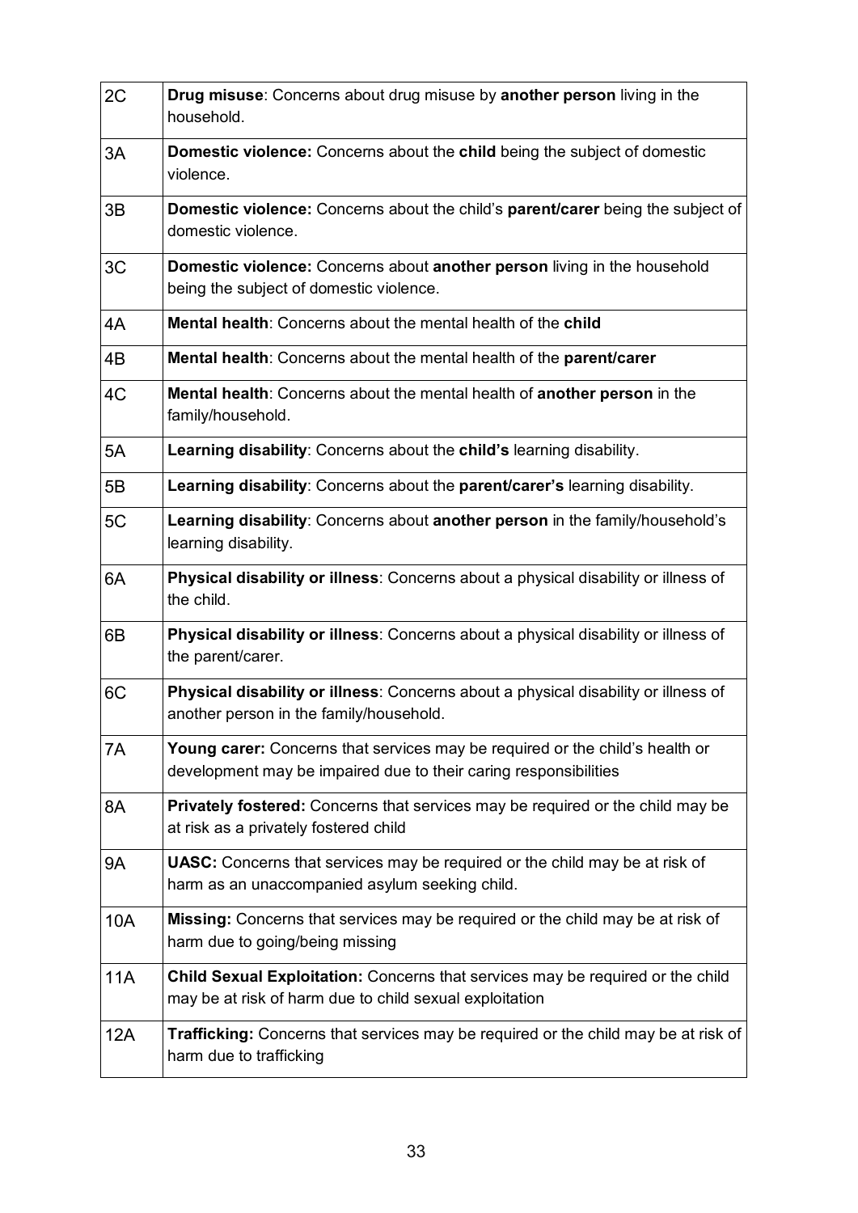| | |
|---|---|
| 2C | **Drug misuse**: Concerns about drug misuse by **another person** living in the household. |
| 3A | **Domestic violence:** Concerns about the **child** being the subject of domestic violence. |
| 3B | **Domestic violence:** Concerns about the child's **parent/carer** being the subject of domestic violence. |
| 3C | **Domestic violence:** Concerns about **another person** living in the household being the subject of domestic violence. |
| 4A | **Mental health**: Concerns about the mental health of the **child** |
| 4B | **Mental health**: Concerns about the mental health of the **parent/carer** |
| 4C | **Mental health**: Concerns about the mental health of **another person** in the family/household. |
| 5A | **Learning disability**: Concerns about the **child's** learning disability. |
| 5B | **Learning disability**: Concerns about the **parent/carer's** learning disability. |
| 5C | **Learning disability**: Concerns about **another person** in the family/household's learning disability. |
| 6A | **Physical disability or illness**: Concerns about a physical disability or illness of the child. |
| 6B | **Physical disability or illness**: Concerns about a physical disability or illness of the parent/carer. |
| 6C | **Physical disability or illness**: Concerns about a physical disability or illness of another person in the family/household. |
| 7A | **Young carer:** Concerns that services may be required or the child's health or development may be impaired due to their caring responsibilities |
| 8A | **Privately fostered:** Concerns that services may be required or the child may be at risk as a privately fostered child |
| 9A | **UASC:** Concerns that services may be required or the child may be at risk of harm as an unaccompanied asylum seeking child. |
| 10A | **Missing:** Concerns that services may be required or the child may be at risk of harm due to going/being missing |
| 11A | **Child Sexual Exploitation:** Concerns that services may be required or the child may be at risk of harm due to child sexual exploitation |
| 12A | **Trafficking:** Concerns that services may be required or the child may be at risk of harm due to trafficking |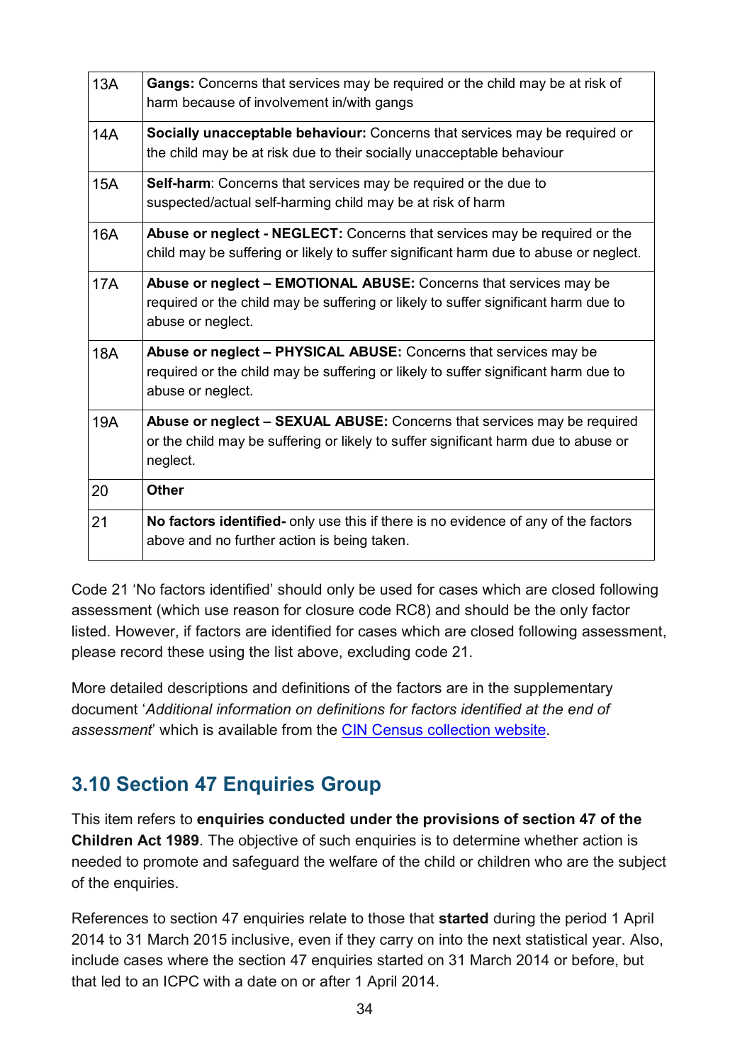| | |
|---|---|
| 13A | **Gangs:** Concerns that services may be required or the child may be at risk of harm because of involvement in/with gangs |
| 14A | **Socially unacceptable behaviour:** Concerns that services may be required or the child may be at risk due to their socially unacceptable behaviour |
| 15A | **Self-harm**: Concerns that services may be required or the due to suspected/actual self-harming child may be at risk of harm |
| 16A | **Abuse or neglect - NEGLECT:** Concerns that services may be required or the child may be suffering or likely to suffer significant harm due to abuse or neglect. |
| 17A | **Abuse or neglect – EMOTIONAL ABUSE:** Concerns that services may be required or the child may be suffering or likely to suffer significant harm due to abuse or neglect. |
| 18A | **Abuse or neglect – PHYSICAL ABUSE:** Concerns that services may be required or the child may be suffering or likely to suffer significant harm due to abuse or neglect. |
| 19A | **Abuse or neglect – SEXUAL ABUSE:** Concerns that services may be required or the child may be suffering or likely to suffer significant harm due to abuse or neglect. |
| 20 | **Other** |
| 21 | **No factors identified-** only use this if there is no evidence of any of the factors above and no further action is being taken. |

Code 21 'No factors identified' should only be used for cases which are closed following assessment (which use reason for closure code RC8) and should be the only factor listed. However, if factors are identified for cases which are closed following assessment, please record these using the list above, excluding code 21.

More detailed descriptions and definitions of the factors are in the supplementary document '*Additional information on definitions for factors identified at the end of assessment*' which is available from the CIN Census collection website.

## 3.10 Section 47 Enquiries Group

This item refers to **enquiries conducted under the provisions of section 47 of the Children Act 1989**. The objective of such enquiries is to determine whether action is needed to promote and safeguard the welfare of the child or children who are the subject of the enquiries.

References to section 47 enquiries relate to those that **started** during the period 1 April 2014 to 31 March 2015 inclusive, even if they carry on into the next statistical year. Also, include cases where the section 47 enquiries started on 31 March 2014 or before, but that led to an ICPC with a date on or after 1 April 2014.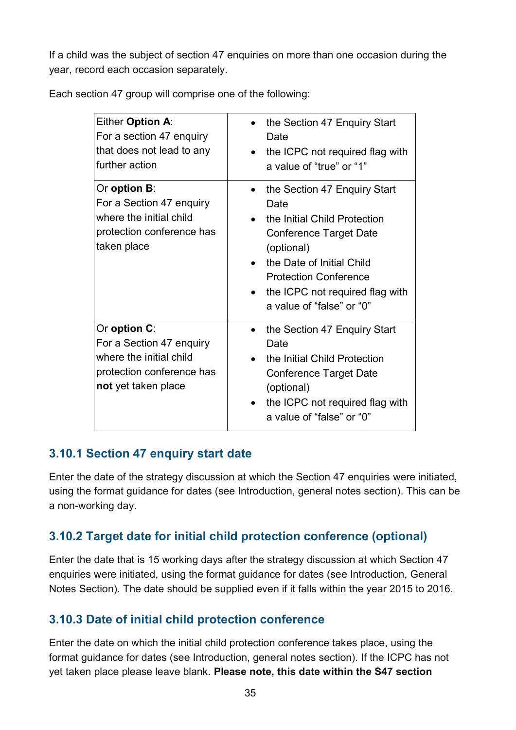If a child was the subject of section 47 enquiries on more than one occasion during the year, record each occasion separately.

Each section 47 group will comprise one of the following:

| | |
|---|---|
| Either **Option A**:<br>For a section 47 enquiry that does not lead to any further action | • the Section 47 Enquiry Start Date<br>• the ICPC not required flag with a value of “true” or “1” |
| Or **option B**:<br>For a Section 47 enquiry where the initial child protection conference has taken place | • the Section 47 Enquiry Start Date<br>• the Initial Child Protection Conference Target Date (optional)<br>• the Date of Initial Child Protection Conference<br>• the ICPC not required flag with a value of “false” or “0” |
| Or **option C**:<br>For a Section 47 enquiry where the initial child protection conference has **not** yet taken place | • the Section 47 Enquiry Start Date<br>• the Initial Child Protection Conference Target Date (optional)<br>• the ICPC not required flag with a value of “false” or “0” |

### 3.10.1 Section 47 enquiry start date

Enter the date of the strategy discussion at which the Section 47 enquiries were initiated, using the format guidance for dates (see Introduction, general notes section). This can be a non-working day.

### 3.10.2 Target date for initial child protection conference (optional)

Enter the date that is 15 working days after the strategy discussion at which Section 47 enquiries were initiated, using the format guidance for dates (see Introduction, General Notes Section). The date should be supplied even if it falls within the year 2015 to 2016.

### 3.10.3 Date of initial child protection conference

Enter the date on which the initial child protection conference takes place, using the format guidance for dates (see Introduction, general notes section). If the ICPC has not yet taken place please leave blank. **Please note, this date within the S47 section**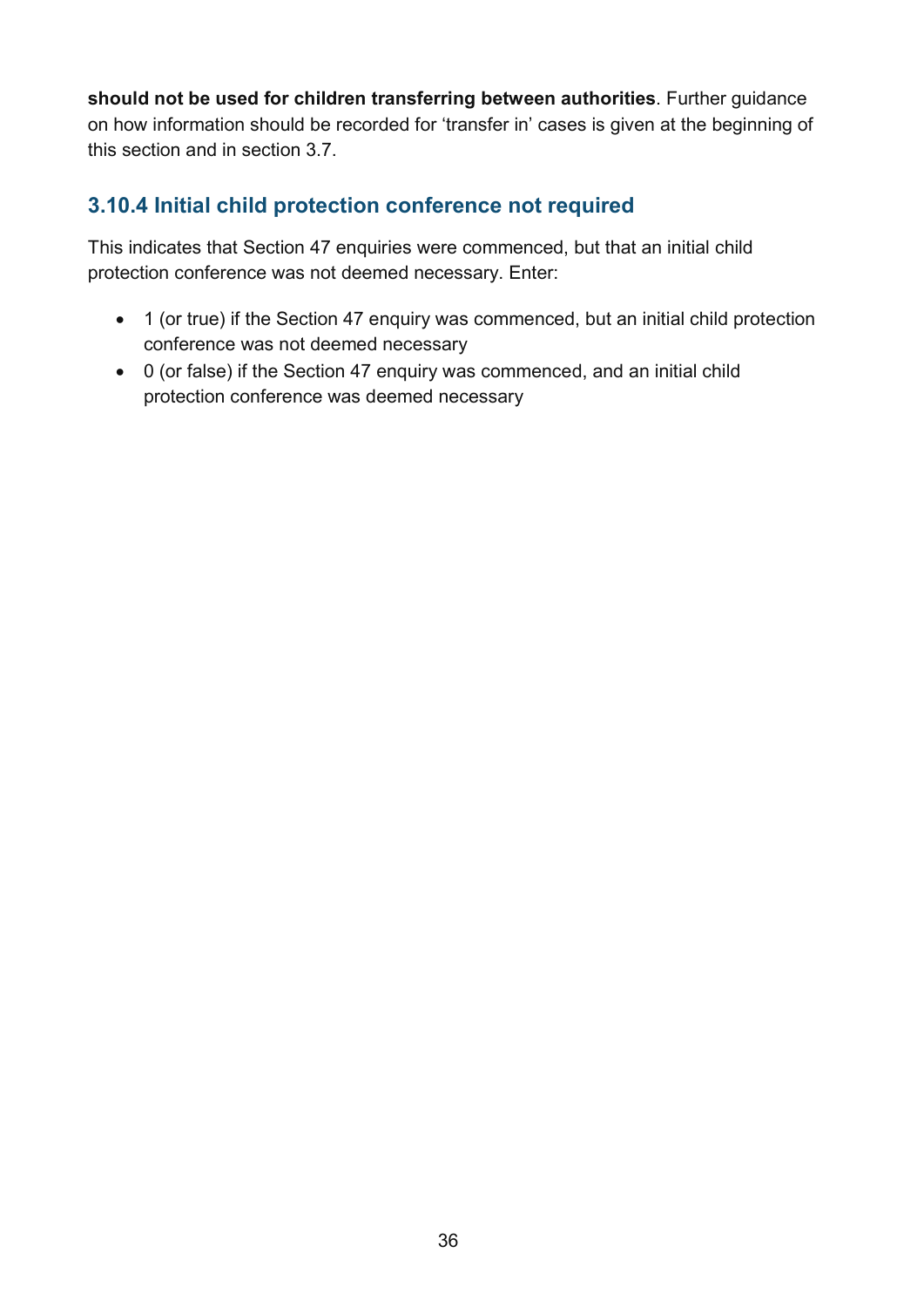**should not be used for children transferring between authorities**. Further guidance on how information should be recorded for 'transfer in' cases is given at the beginning of this section and in section 3.7.

### 3.10.4 Initial child protection conference not required

This indicates that Section 47 enquiries were commenced, but that an initial child protection conference was not deemed necessary. Enter:

- 1 (or true) if the Section 47 enquiry was commenced, but an initial child protection conference was not deemed necessary
- 0 (or false) if the Section 47 enquiry was commenced, and an initial child protection conference was deemed necessary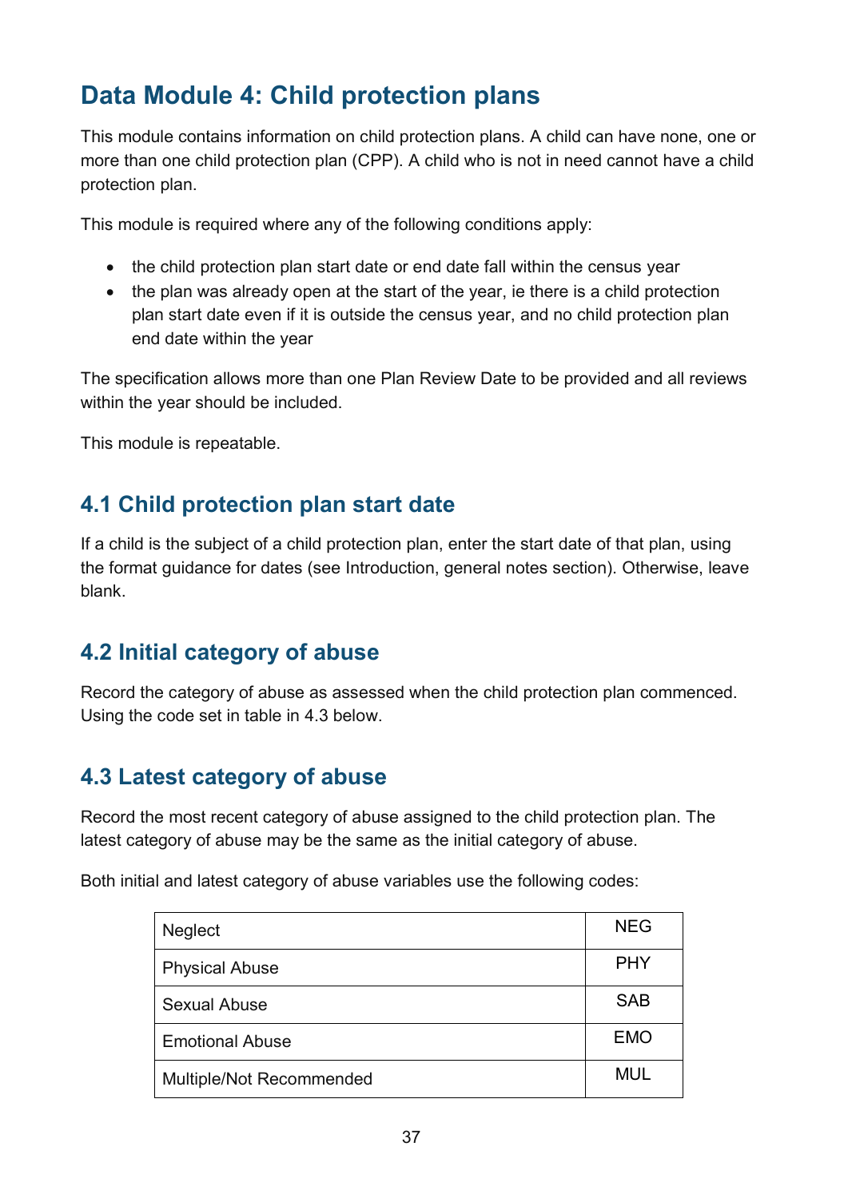# Data Module 4: Child protection plans

This module contains information on child protection plans. A child can have none, one or more than one child protection plan (CPP). A child who is not in need cannot have a child protection plan.

This module is required where any of the following conditions apply:

- the child protection plan start date or end date fall within the census year
- the plan was already open at the start of the year, ie there is a child protection plan start date even if it is outside the census year, and no child protection plan end date within the year

The specification allows more than one Plan Review Date to be provided and all reviews within the year should be included.

This module is repeatable.

## 4.1 Child protection plan start date

If a child is the subject of a child protection plan, enter the start date of that plan, using the format guidance for dates (see Introduction, general notes section). Otherwise, leave blank.

## 4.2 Initial category of abuse

Record the category of abuse as assessed when the child protection plan commenced. Using the code set in table in 4.3 below.

## 4.3 Latest category of abuse

Record the most recent category of abuse assigned to the child protection plan. The latest category of abuse may be the same as the initial category of abuse.

Both initial and latest category of abuse variables use the following codes:

| | |
|---|---|
| Neglect | NEG |
| Physical Abuse | PHY |
| Sexual Abuse | SAB |
| Emotional Abuse | EMO |
| Multiple/Not Recommended | MUL |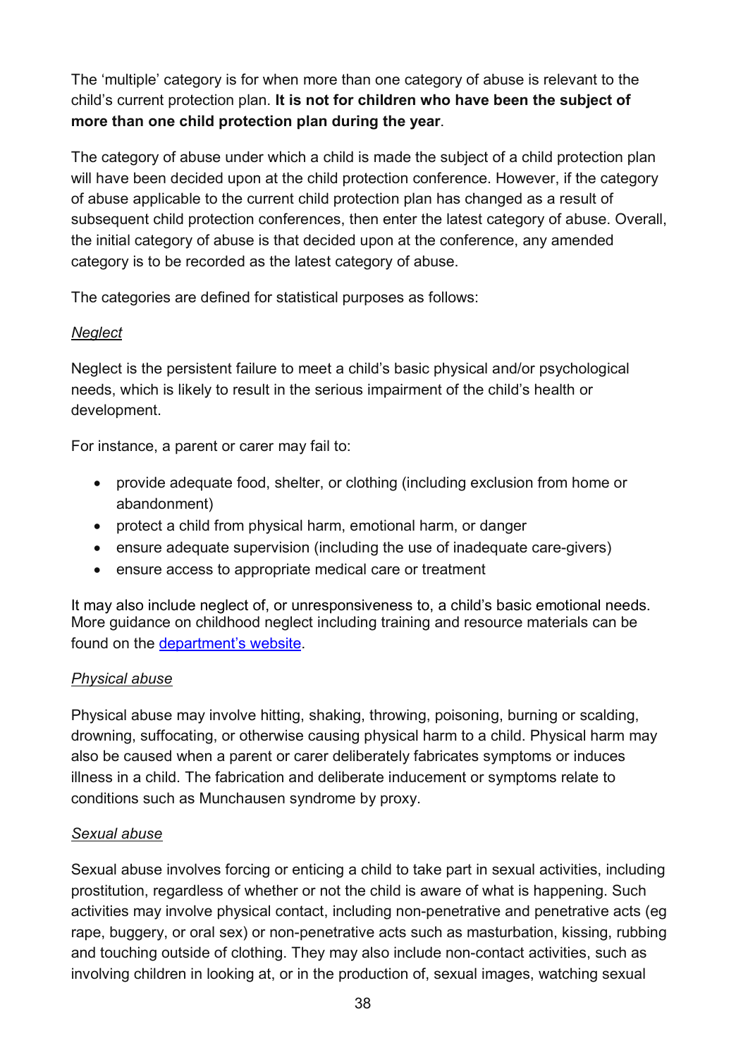The 'multiple' category is for when more than one category of abuse is relevant to the child's current protection plan. **It is not for children who have been the subject of more than one child protection plan during the year**.

The category of abuse under which a child is made the subject of a child protection plan will have been decided upon at the child protection conference. However, if the category of abuse applicable to the current child protection plan has changed as a result of subsequent child protection conferences, then enter the latest category of abuse. Overall, the initial category of abuse is that decided upon at the conference, any amended category is to be recorded as the latest category of abuse.

The categories are defined for statistical purposes as follows:

*Neglect*

Neglect is the persistent failure to meet a child's basic physical and/or psychological needs, which is likely to result in the serious impairment of the child's health or development.

For instance, a parent or carer may fail to:

- provide adequate food, shelter, or clothing (including exclusion from home or abandonment)
- protect a child from physical harm, emotional harm, or danger
- ensure adequate supervision (including the use of inadequate care-givers)
- ensure access to appropriate medical care or treatment

It may also include neglect of, or unresponsiveness to, a child's basic emotional needs. More guidance on childhood neglect including training and resource materials can be found on the [department's website](department's website).

*Physical abuse*

Physical abuse may involve hitting, shaking, throwing, poisoning, burning or scalding, drowning, suffocating, or otherwise causing physical harm to a child. Physical harm may also be caused when a parent or carer deliberately fabricates symptoms or induces illness in a child. The fabrication and deliberate inducement or symptoms relate to conditions such as Munchausen syndrome by proxy.

*Sexual abuse*

Sexual abuse involves forcing or enticing a child to take part in sexual activities, including prostitution, regardless of whether or not the child is aware of what is happening. Such activities may involve physical contact, including non-penetrative and penetrative acts (eg rape, buggery, or oral sex) or non-penetrative acts such as masturbation, kissing, rubbing and touching outside of clothing. They may also include non-contact activities, such as involving children in looking at, or in the production of, sexual images, watching sexual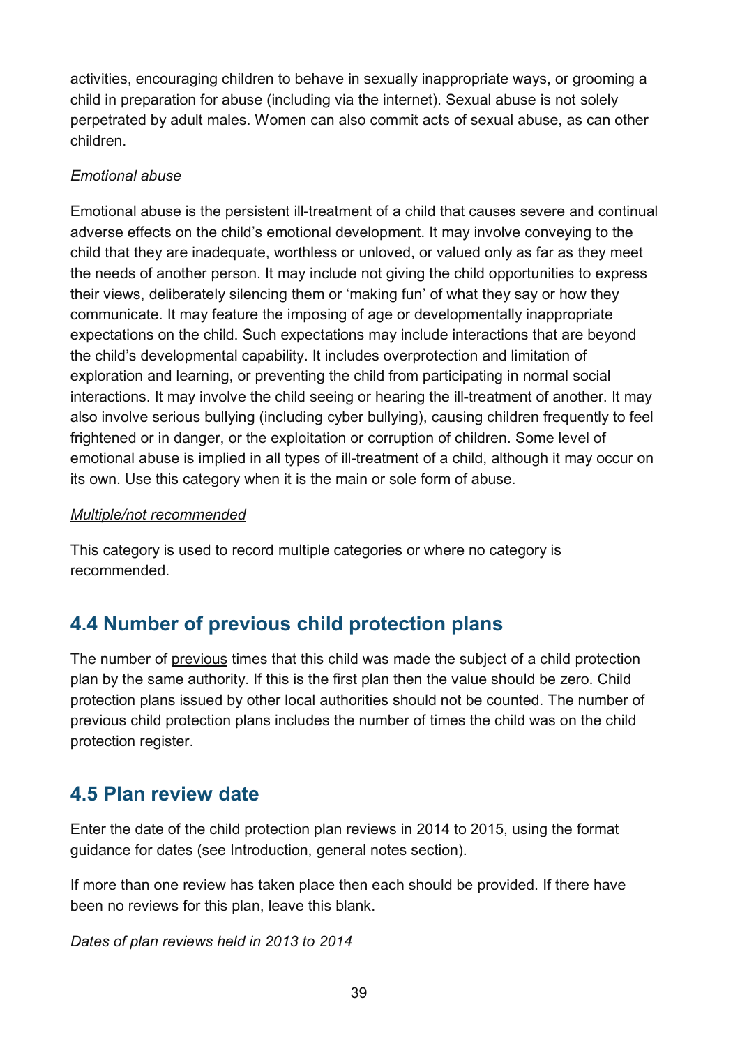activities, encouraging children to behave in sexually inappropriate ways, or grooming a child in preparation for abuse (including via the internet). Sexual abuse is not solely perpetrated by adult males. Women can also commit acts of sexual abuse, as can other children.

*Emotional abuse*

Emotional abuse is the persistent ill-treatment of a child that causes severe and continual adverse effects on the child's emotional development. It may involve conveying to the child that they are inadequate, worthless or unloved, or valued only as far as they meet the needs of another person. It may include not giving the child opportunities to express their views, deliberately silencing them or 'making fun' of what they say or how they communicate. It may feature the imposing of age or developmentally inappropriate expectations on the child. Such expectations may include interactions that are beyond the child's developmental capability. It includes overprotection and limitation of exploration and learning, or preventing the child from participating in normal social interactions. It may involve the child seeing or hearing the ill-treatment of another. It may also involve serious bullying (including cyber bullying), causing children frequently to feel frightened or in danger, or the exploitation or corruption of children. Some level of emotional abuse is implied in all types of ill-treatment of a child, although it may occur on its own. Use this category when it is the main or sole form of abuse.

*Multiple/not recommended*

This category is used to record multiple categories or where no category is recommended.

## 4.4 Number of previous child protection plans

The number of previous times that this child was made the subject of a child protection plan by the same authority. If this is the first plan then the value should be zero. Child protection plans issued by other local authorities should not be counted. The number of previous child protection plans includes the number of times the child was on the child protection register.

## 4.5 Plan review date

Enter the date of the child protection plan reviews in 2014 to 2015, using the format guidance for dates (see Introduction, general notes section).

If more than one review has taken place then each should be provided. If there have been no reviews for this plan, leave this blank.

*Dates of plan reviews held in 2013 to 2014*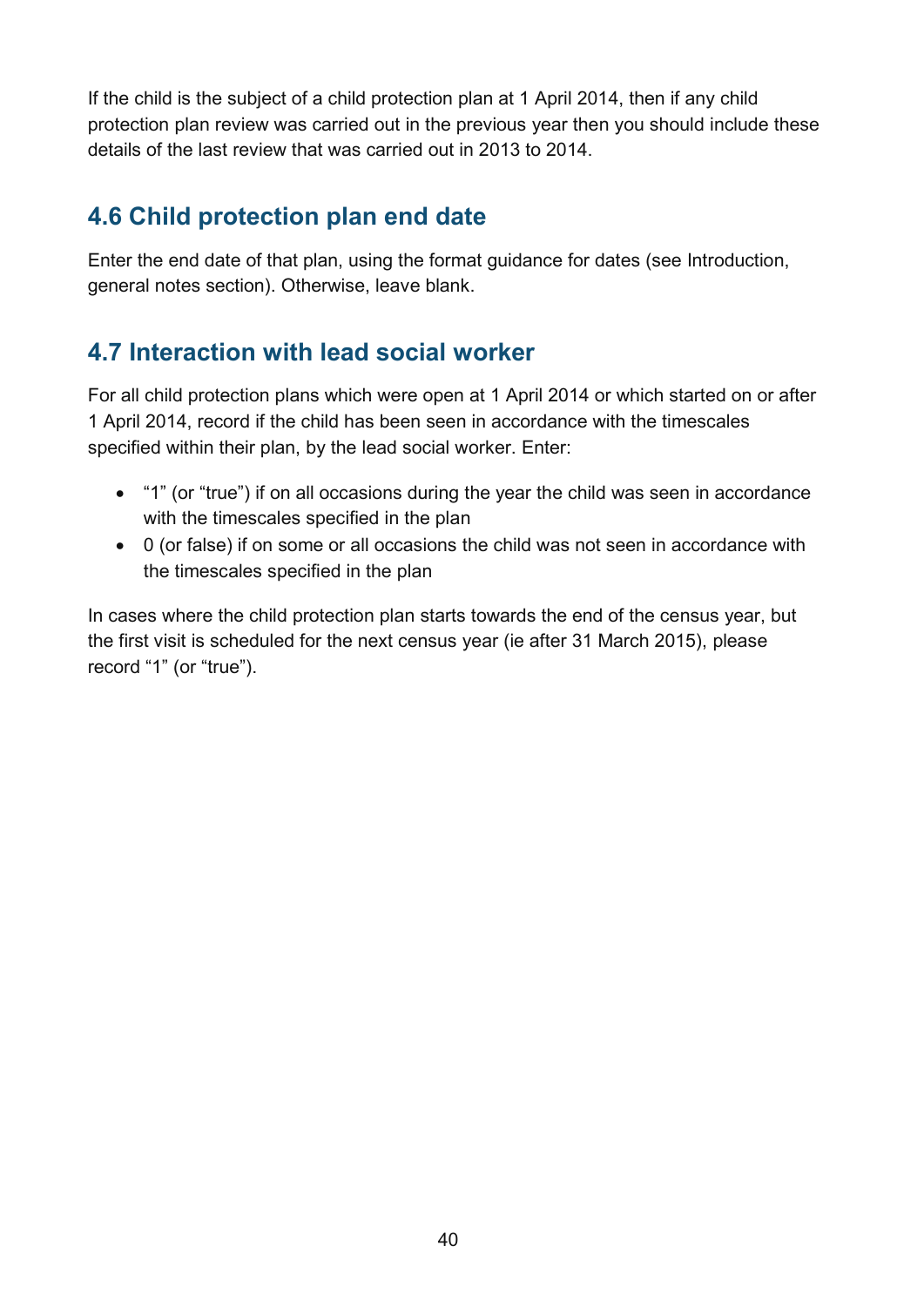If the child is the subject of a child protection plan at 1 April 2014, then if any child protection plan review was carried out in the previous year then you should include these details of the last review that was carried out in 2013 to 2014.

## 4.6 Child protection plan end date

Enter the end date of that plan, using the format guidance for dates (see Introduction, general notes section). Otherwise, leave blank.

## 4.7 Interaction with lead social worker

For all child protection plans which were open at 1 April 2014 or which started on or after 1 April 2014, record if the child has been seen in accordance with the timescales specified within their plan, by the lead social worker. Enter:

- "1" (or "true") if on all occasions during the year the child was seen in accordance with the timescales specified in the plan
- 0 (or false) if on some or all occasions the child was not seen in accordance with the timescales specified in the plan

In cases where the child protection plan starts towards the end of the census year, but the first visit is scheduled for the next census year (ie after 31 March 2015), please record "1" (or "true").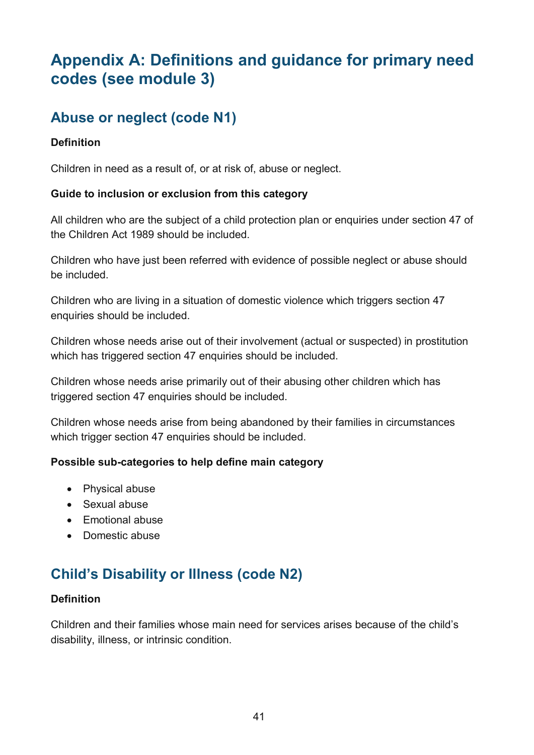# Appendix A: Definitions and guidance for primary need codes (see module 3)

## Abuse or neglect (code N1)

**Definition**

Children in need as a result of, or at risk of, abuse or neglect.

**Guide to inclusion or exclusion from this category**

All children who are the subject of a child protection plan or enquiries under section 47 of the Children Act 1989 should be included.

Children who have just been referred with evidence of possible neglect or abuse should be included.

Children who are living in a situation of domestic violence which triggers section 47 enquiries should be included.

Children whose needs arise out of their involvement (actual or suspected) in prostitution which has triggered section 47 enquiries should be included.

Children whose needs arise primarily out of their abusing other children which has triggered section 47 enquiries should be included.

Children whose needs arise from being abandoned by their families in circumstances which trigger section 47 enquiries should be included.

**Possible sub-categories to help define main category**

- Physical abuse
- Sexual abuse
- Emotional abuse
- Domestic abuse

## Child's Disability or Illness (code N2)

**Definition**

Children and their families whose main need for services arises because of the child's disability, illness, or intrinsic condition.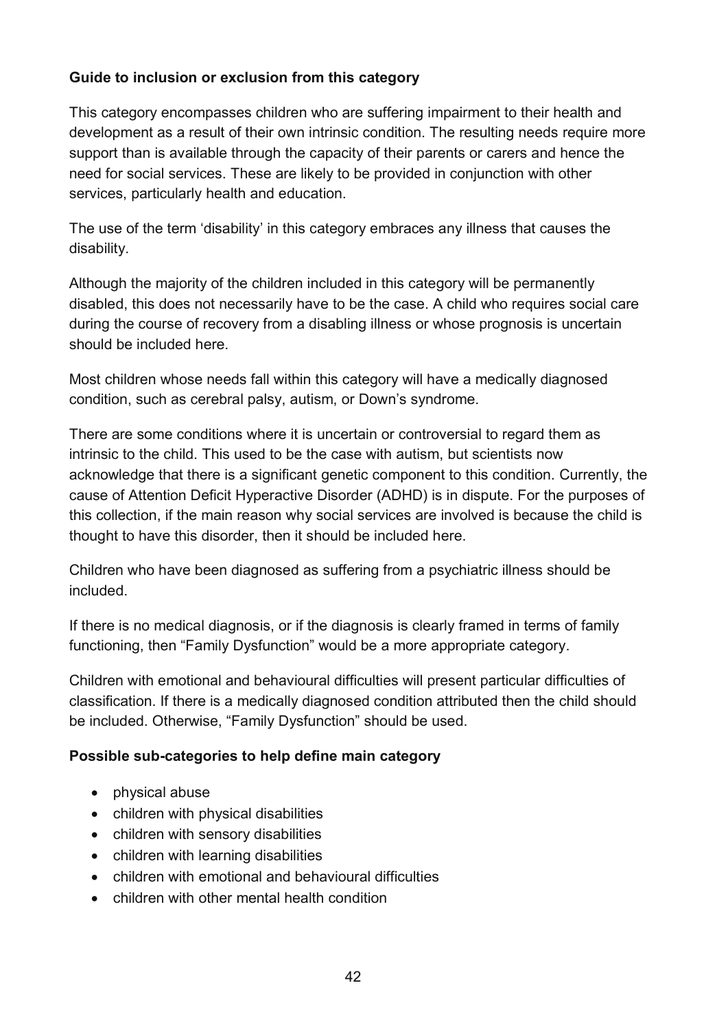**Guide to inclusion or exclusion from this category**

This category encompasses children who are suffering impairment to their health and development as a result of their own intrinsic condition. The resulting needs require more support than is available through the capacity of their parents or carers and hence the need for social services. These are likely to be provided in conjunction with other services, particularly health and education.

The use of the term 'disability' in this category embraces any illness that causes the disability.

Although the majority of the children included in this category will be permanently disabled, this does not necessarily have to be the case. A child who requires social care during the course of recovery from a disabling illness or whose prognosis is uncertain should be included here.

Most children whose needs fall within this category will have a medically diagnosed condition, such as cerebral palsy, autism, or Down's syndrome.

There are some conditions where it is uncertain or controversial to regard them as intrinsic to the child. This used to be the case with autism, but scientists now acknowledge that there is a significant genetic component to this condition. Currently, the cause of Attention Deficit Hyperactive Disorder (ADHD) is in dispute. For the purposes of this collection, if the main reason why social services are involved is because the child is thought to have this disorder, then it should be included here.

Children who have been diagnosed as suffering from a psychiatric illness should be included.

If there is no medical diagnosis, or if the diagnosis is clearly framed in terms of family functioning, then "Family Dysfunction" would be a more appropriate category.

Children with emotional and behavioural difficulties will present particular difficulties of classification. If there is a medically diagnosed condition attributed then the child should be included. Otherwise, "Family Dysfunction" should be used.

**Possible sub-categories to help define main category**

- physical abuse
- children with physical disabilities
- children with sensory disabilities
- children with learning disabilities
- children with emotional and behavioural difficulties
- children with other mental health condition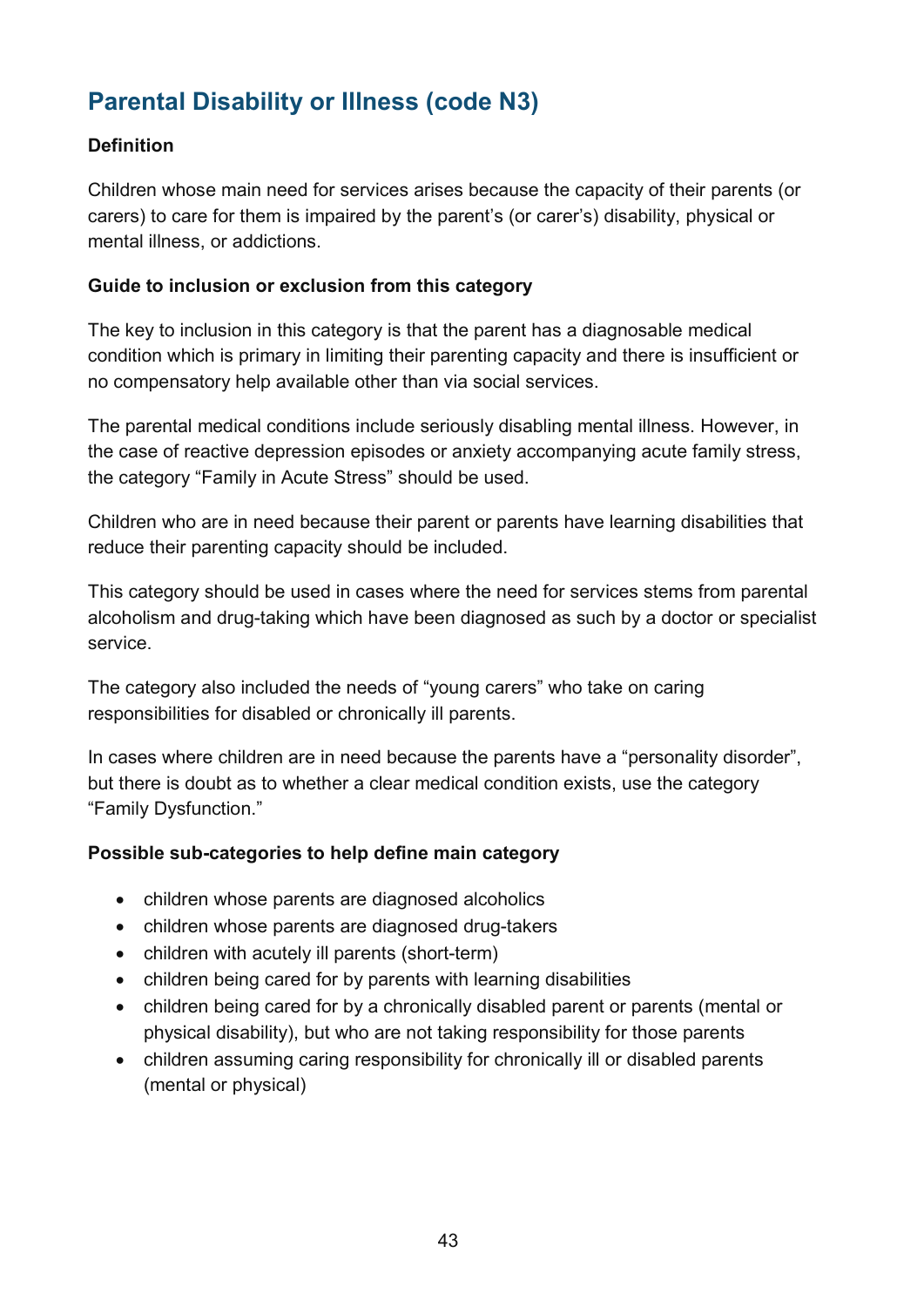## Parental Disability or Illness (code N3)

**Definition**

Children whose main need for services arises because the capacity of their parents (or carers) to care for them is impaired by the parent's (or carer's) disability, physical or mental illness, or addictions.

**Guide to inclusion or exclusion from this category**

The key to inclusion in this category is that the parent has a diagnosable medical condition which is primary in limiting their parenting capacity and there is insufficient or no compensatory help available other than via social services.

The parental medical conditions include seriously disabling mental illness. However, in the case of reactive depression episodes or anxiety accompanying acute family stress, the category "Family in Acute Stress" should be used.

Children who are in need because their parent or parents have learning disabilities that reduce their parenting capacity should be included.

This category should be used in cases where the need for services stems from parental alcoholism and drug-taking which have been diagnosed as such by a doctor or specialist service.

The category also included the needs of "young carers" who take on caring responsibilities for disabled or chronically ill parents.

In cases where children are in need because the parents have a "personality disorder", but there is doubt as to whether a clear medical condition exists, use the category "Family Dysfunction."

**Possible sub-categories to help define main category**

- children whose parents are diagnosed alcoholics
- children whose parents are diagnosed drug-takers
- children with acutely ill parents (short-term)
- children being cared for by parents with learning disabilities
- children being cared for by a chronically disabled parent or parents (mental or physical disability), but who are not taking responsibility for those parents
- children assuming caring responsibility for chronically ill or disabled parents (mental or physical)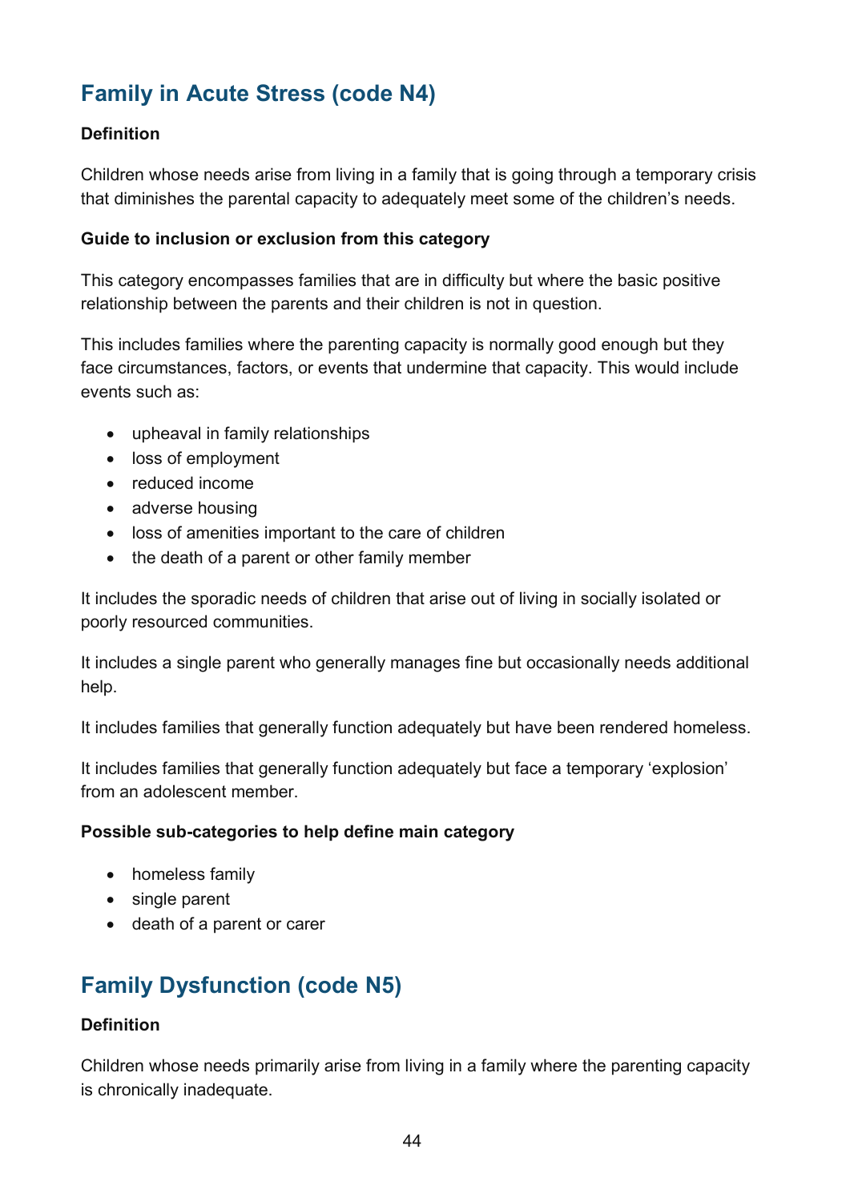## Family in Acute Stress (code N4)

**Definition**

Children whose needs arise from living in a family that is going through a temporary crisis that diminishes the parental capacity to adequately meet some of the children's needs.

**Guide to inclusion or exclusion from this category**

This category encompasses families that are in difficulty but where the basic positive relationship between the parents and their children is not in question.

This includes families where the parenting capacity is normally good enough but they face circumstances, factors, or events that undermine that capacity. This would include events such as:

- upheaval in family relationships
- loss of employment
- reduced income
- adverse housing
- loss of amenities important to the care of children
- the death of a parent or other family member

It includes the sporadic needs of children that arise out of living in socially isolated or poorly resourced communities.

It includes a single parent who generally manages fine but occasionally needs additional help.

It includes families that generally function adequately but have been rendered homeless.

It includes families that generally function adequately but face a temporary 'explosion' from an adolescent member.

**Possible sub-categories to help define main category**

- homeless family
- single parent
- death of a parent or carer

## Family Dysfunction (code N5)

**Definition**

Children whose needs primarily arise from living in a family where the parenting capacity is chronically inadequate.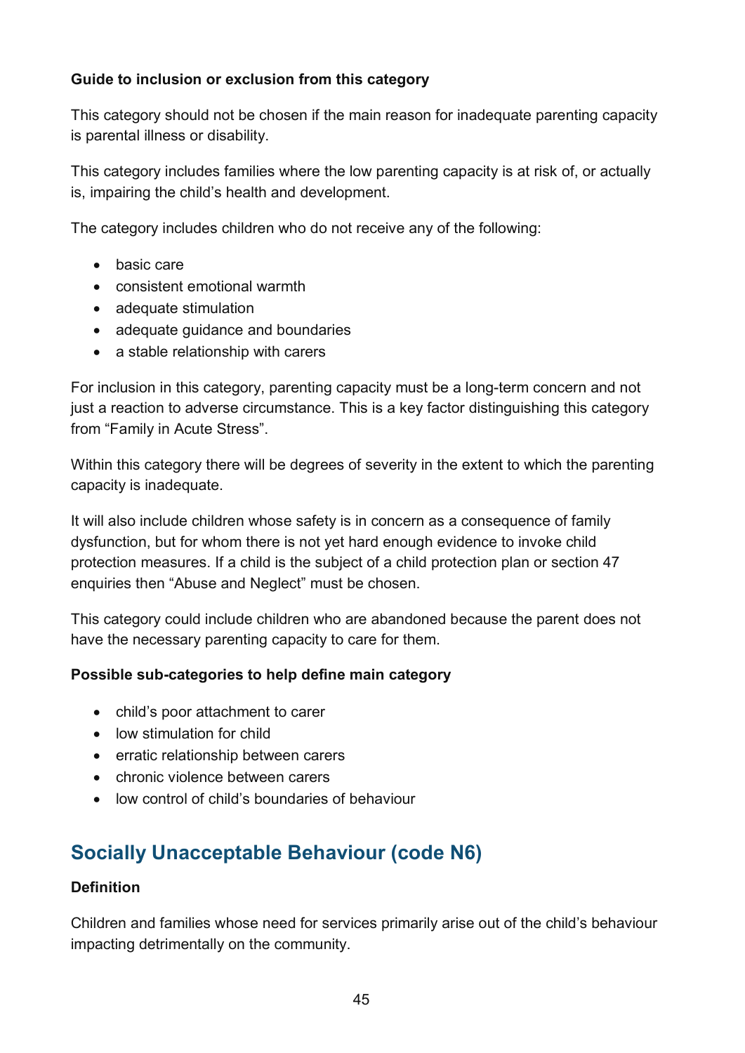**Guide to inclusion or exclusion from this category**

This category should not be chosen if the main reason for inadequate parenting capacity is parental illness or disability.

This category includes families where the low parenting capacity is at risk of, or actually is, impairing the child's health and development.

The category includes children who do not receive any of the following:

- basic care
- consistent emotional warmth
- adequate stimulation
- adequate guidance and boundaries
- a stable relationship with carers

For inclusion in this category, parenting capacity must be a long-term concern and not just a reaction to adverse circumstance. This is a key factor distinguishing this category from "Family in Acute Stress".

Within this category there will be degrees of severity in the extent to which the parenting capacity is inadequate.

It will also include children whose safety is in concern as a consequence of family dysfunction, but for whom there is not yet hard enough evidence to invoke child protection measures. If a child is the subject of a child protection plan or section 47 enquiries then "Abuse and Neglect" must be chosen.

This category could include children who are abandoned because the parent does not have the necessary parenting capacity to care for them.

**Possible sub-categories to help define main category**

- child's poor attachment to carer
- low stimulation for child
- erratic relationship between carers
- chronic violence between carers
- low control of child's boundaries of behaviour

## Socially Unacceptable Behaviour (code N6)

**Definition**

Children and families whose need for services primarily arise out of the child's behaviour impacting detrimentally on the community.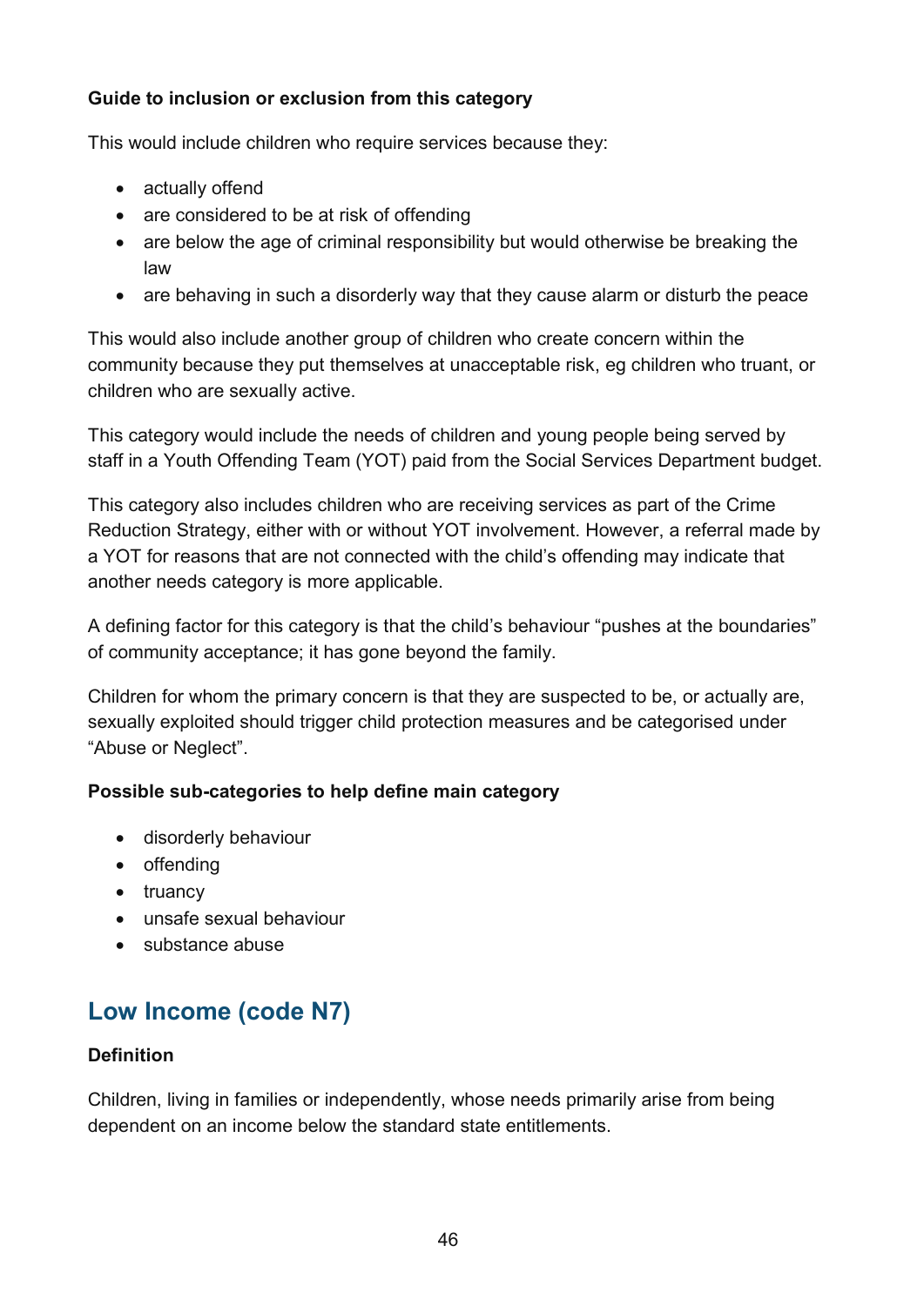**Guide to inclusion or exclusion from this category**

This would include children who require services because they:

- actually offend
- are considered to be at risk of offending
- are below the age of criminal responsibility but would otherwise be breaking the law
- are behaving in such a disorderly way that they cause alarm or disturb the peace

This would also include another group of children who create concern within the community because they put themselves at unacceptable risk, eg children who truant, or children who are sexually active.

This category would include the needs of children and young people being served by staff in a Youth Offending Team (YOT) paid from the Social Services Department budget.

This category also includes children who are receiving services as part of the Crime Reduction Strategy, either with or without YOT involvement. However, a referral made by a YOT for reasons that are not connected with the child's offending may indicate that another needs category is more applicable.

A defining factor for this category is that the child's behaviour "pushes at the boundaries" of community acceptance; it has gone beyond the family.

Children for whom the primary concern is that they are suspected to be, or actually are, sexually exploited should trigger child protection measures and be categorised under "Abuse or Neglect".

**Possible sub-categories to help define main category**

- disorderly behaviour
- offending
- truancy
- unsafe sexual behaviour
- substance abuse

## Low Income (code N7)

**Definition**

Children, living in families or independently, whose needs primarily arise from being dependent on an income below the standard state entitlements.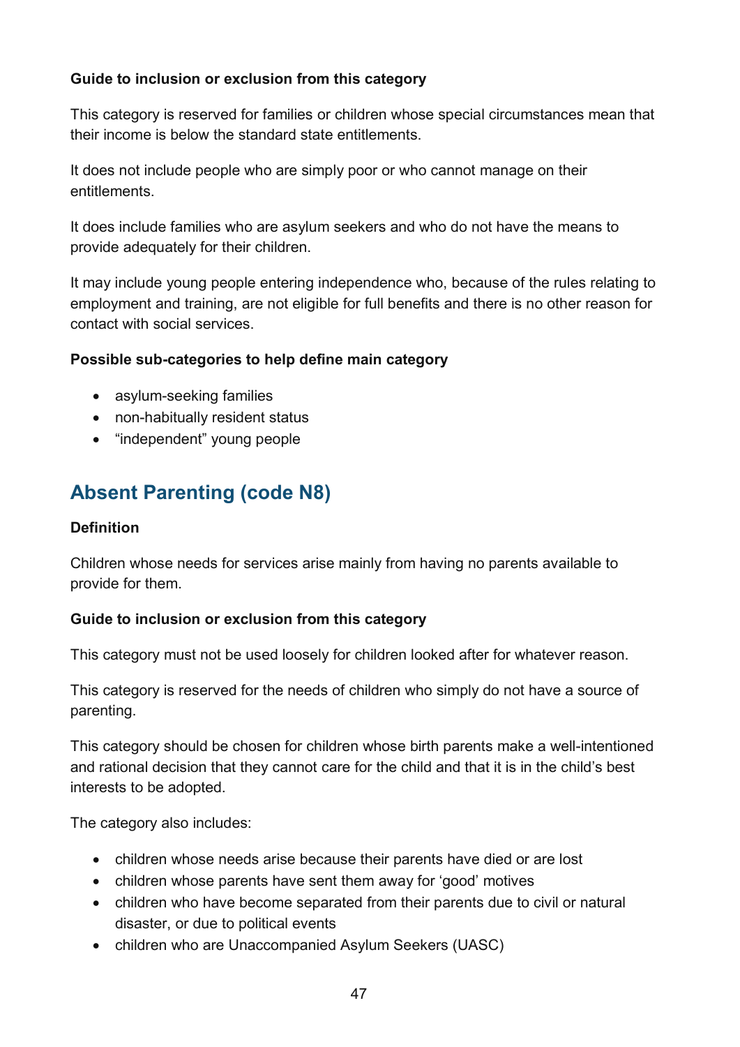**Guide to inclusion or exclusion from this category**

This category is reserved for families or children whose special circumstances mean that their income is below the standard state entitlements.

It does not include people who are simply poor or who cannot manage on their entitlements.

It does include families who are asylum seekers and who do not have the means to provide adequately for their children.

It may include young people entering independence who, because of the rules relating to employment and training, are not eligible for full benefits and there is no other reason for contact with social services.

**Possible sub-categories to help define main category**

- asylum-seeking families
- non-habitually resident status
- "independent" young people

## Absent Parenting (code N8)

**Definition**

Children whose needs for services arise mainly from having no parents available to provide for them.

**Guide to inclusion or exclusion from this category**

This category must not be used loosely for children looked after for whatever reason.

This category is reserved for the needs of children who simply do not have a source of parenting.

This category should be chosen for children whose birth parents make a well-intentioned and rational decision that they cannot care for the child and that it is in the child's best interests to be adopted.

The category also includes:

- children whose needs arise because their parents have died or are lost
- children whose parents have sent them away for 'good' motives
- children who have become separated from their parents due to civil or natural disaster, or due to political events
- children who are Unaccompanied Asylum Seekers (UASC)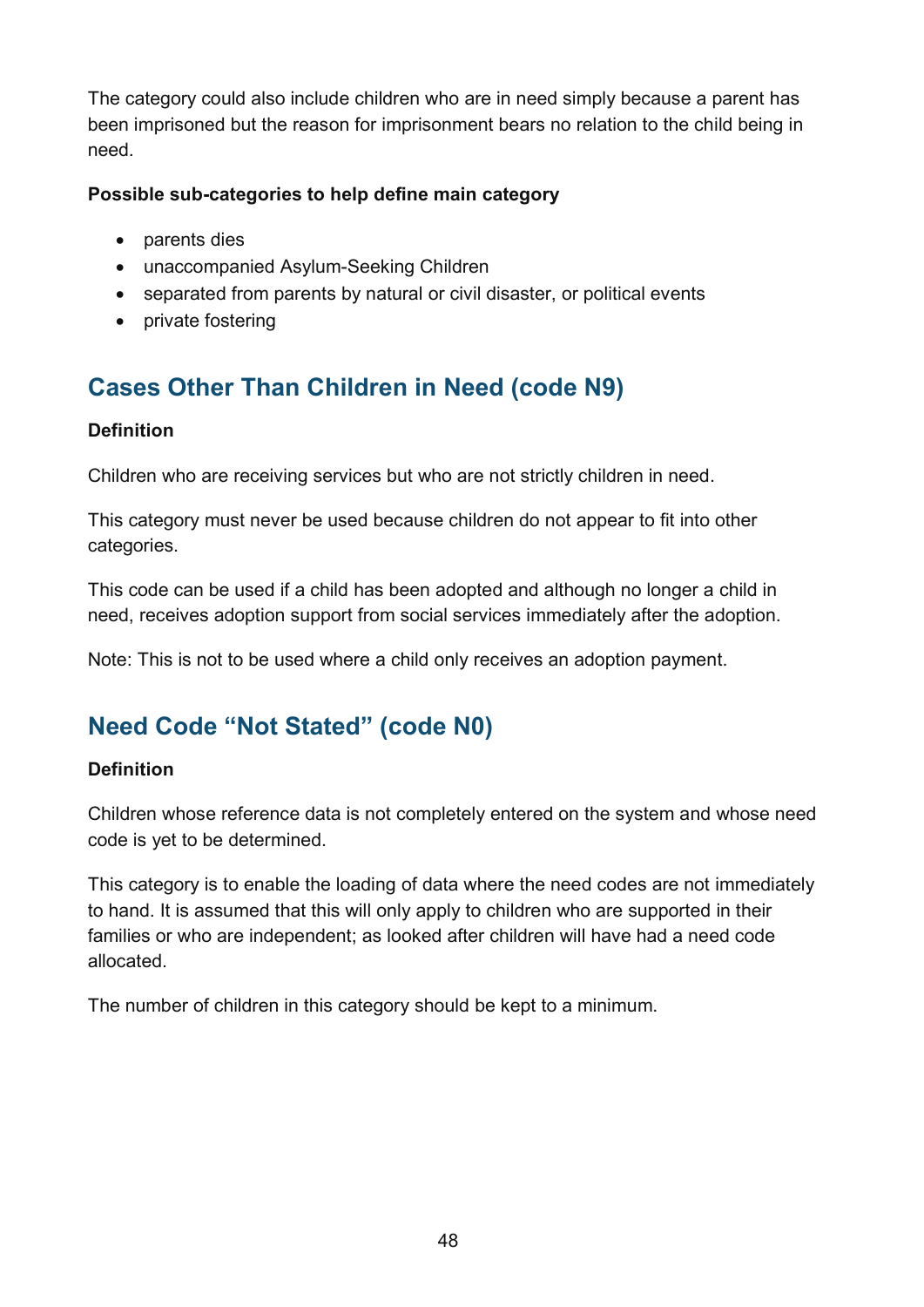The category could also include children who are in need simply because a parent has been imprisoned but the reason for imprisonment bears no relation to the child being in need.

**Possible sub-categories to help define main category**

- parents dies
- unaccompanied Asylum-Seeking Children
- separated from parents by natural or civil disaster, or political events
- private fostering

## Cases Other Than Children in Need (code N9)

**Definition**

Children who are receiving services but who are not strictly children in need.

This category must never be used because children do not appear to fit into other categories.

This code can be used if a child has been adopted and although no longer a child in need, receives adoption support from social services immediately after the adoption.

Note: This is not to be used where a child only receives an adoption payment.

## Need Code "Not Stated" (code N0)

**Definition**

Children whose reference data is not completely entered on the system and whose need code is yet to be determined.

This category is to enable the loading of data where the need codes are not immediately to hand. It is assumed that this will only apply to children who are supported in their families or who are independent; as looked after children will have had a need code allocated.

The number of children in this category should be kept to a minimum.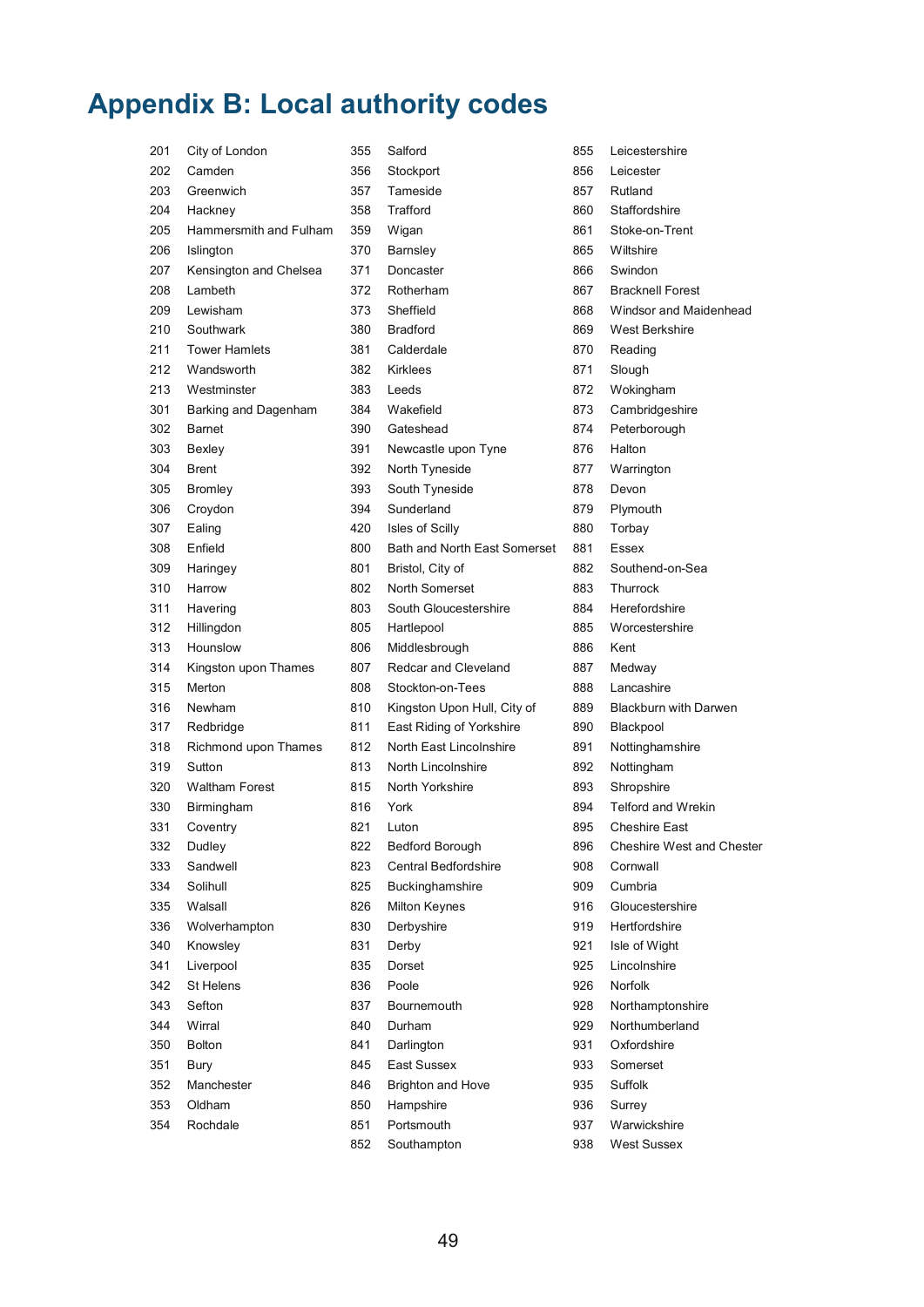# Appendix B: Local authority codes

| Code | Local authority |
|---|---|
| 201 | City of London |
| 202 | Camden |
| 203 | Greenwich |
| 204 | Hackney |
| 205 | Hammersmith and Fulham |
| 206 | Islington |
| 207 | Kensington and Chelsea |
| 208 | Lambeth |
| 209 | Lewisham |
| 210 | Southwark |
| 211 | Tower Hamlets |
| 212 | Wandsworth |
| 213 | Westminster |
| 301 | Barking and Dagenham |
| 302 | Barnet |
| 303 | Bexley |
| 304 | Brent |
| 305 | Bromley |
| 306 | Croydon |
| 307 | Ealing |
| 308 | Enfield |
| 309 | Haringey |
| 310 | Harrow |
| 311 | Havering |
| 312 | Hillingdon |
| 313 | Hounslow |
| 314 | Kingston upon Thames |
| 315 | Merton |
| 316 | Newham |
| 317 | Redbridge |
| 318 | Richmond upon Thames |
| 319 | Sutton |
| 320 | Waltham Forest |
| 330 | Birmingham |
| 331 | Coventry |
| 332 | Dudley |
| 333 | Sandwell |
| 334 | Solihull |
| 335 | Walsall |
| 336 | Wolverhampton |
| 340 | Knowsley |
| 341 | Liverpool |
| 342 | St Helens |
| 343 | Sefton |
| 344 | Wirral |
| 350 | Bolton |
| 351 | Bury |
| 352 | Manchester |
| 353 | Oldham |
| 354 | Rochdale |
| 355 | Salford |
| 356 | Stockport |
| 357 | Tameside |
| 358 | Trafford |
| 359 | Wigan |
| 370 | Barnsley |
| 371 | Doncaster |
| 372 | Rotherham |
| 373 | Sheffield |
| 380 | Bradford |
| 381 | Calderdale |
| 382 | Kirklees |
| 383 | Leeds |
| 384 | Wakefield |
| 390 | Gateshead |
| 391 | Newcastle upon Tyne |
| 392 | North Tyneside |
| 393 | South Tyneside |
| 394 | Sunderland |
| 420 | Isles of Scilly |
| 800 | Bath and North East Somerset |
| 801 | Bristol, City of |
| 802 | North Somerset |
| 803 | South Gloucestershire |
| 805 | Hartlepool |
| 806 | Middlesbrough |
| 807 | Redcar and Cleveland |
| 808 | Stockton-on-Tees |
| 810 | Kingston Upon Hull, City of |
| 811 | East Riding of Yorkshire |
| 812 | North East Lincolnshire |
| 813 | North Lincolnshire |
| 815 | North Yorkshire |
| 816 | York |
| 821 | Luton |
| 822 | Bedford Borough |
| 823 | Central Bedfordshire |
| 825 | Buckinghamshire |
| 826 | Milton Keynes |
| 830 | Derbyshire |
| 831 | Derby |
| 835 | Dorset |
| 836 | Poole |
| 837 | Bournemouth |
| 840 | Durham |
| 841 | Darlington |
| 845 | East Sussex |
| 846 | Brighton and Hove |
| 850 | Hampshire |
| 851 | Portsmouth |
| 852 | Southampton |
| 855 | Leicestershire |
| 856 | Leicester |
| 857 | Rutland |
| 860 | Staffordshire |
| 861 | Stoke-on-Trent |
| 865 | Wiltshire |
| 866 | Swindon |
| 867 | Bracknell Forest |
| 868 | Windsor and Maidenhead |
| 869 | West Berkshire |
| 870 | Reading |
| 871 | Slough |
| 872 | Wokingham |
| 873 | Cambridgeshire |
| 874 | Peterborough |
| 876 | Halton |
| 877 | Warrington |
| 878 | Devon |
| 879 | Plymouth |
| 880 | Torbay |
| 881 | Essex |
| 882 | Southend-on-Sea |
| 883 | Thurrock |
| 884 | Herefordshire |
| 885 | Worcestershire |
| 886 | Kent |
| 887 | Medway |
| 888 | Lancashire |
| 889 | Blackburn with Darwen |
| 890 | Blackpool |
| 891 | Nottinghamshire |
| 892 | Nottingham |
| 893 | Shropshire |
| 894 | Telford and Wrekin |
| 895 | Cheshire East |
| 896 | Cheshire West and Chester |
| 908 | Cornwall |
| 909 | Cumbria |
| 916 | Gloucestershire |
| 919 | Hertfordshire |
| 921 | Isle of Wight |
| 925 | Lincolnshire |
| 926 | Norfolk |
| 928 | Northamptonshire |
| 929 | Northumberland |
| 931 | Oxfordshire |
| 933 | Somerset |
| 935 | Suffolk |
| 936 | Surrey |
| 937 | Warwickshire |
| 938 | West Sussex |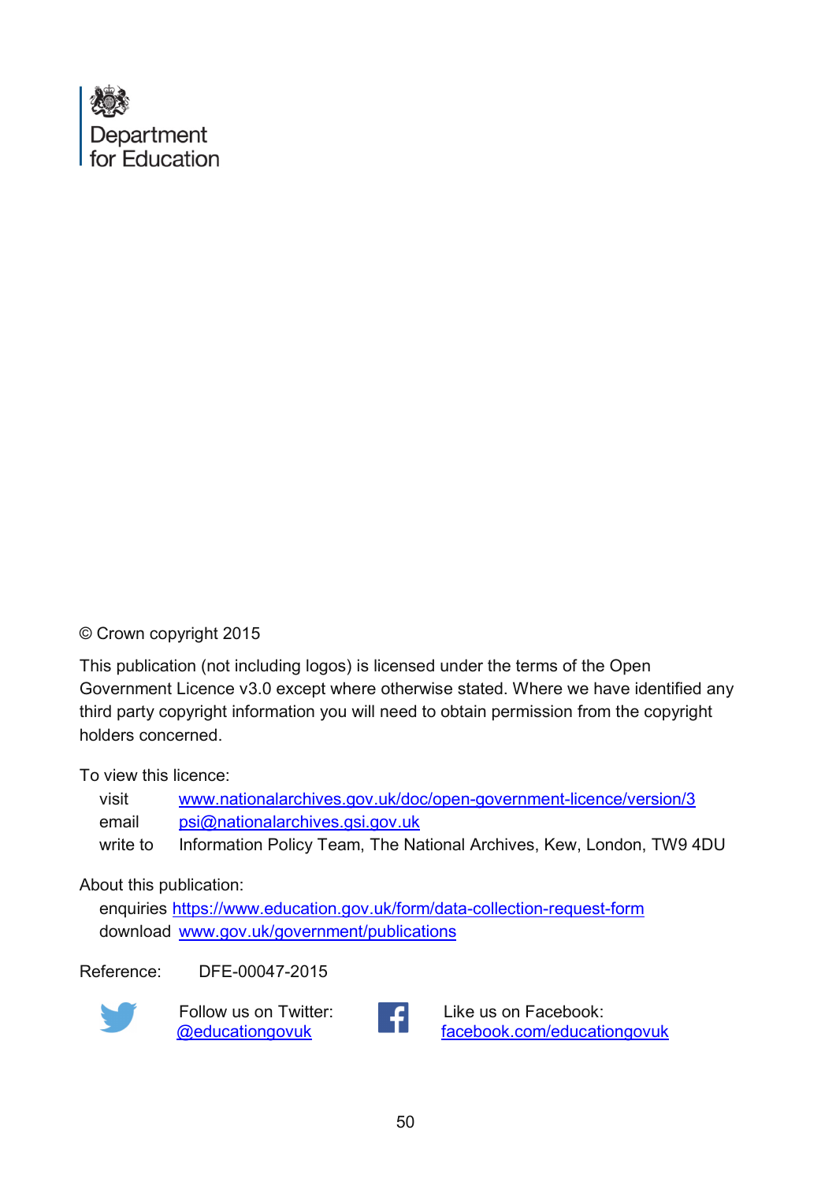Department for Education

© Crown copyright 2015

This publication (not including logos) is licensed under the terms of the Open Government Licence v3.0 except where otherwise stated. Where we have identified any third party copyright information you will need to obtain permission from the copyright holders concerned.

To view this licence:

visit www.nationalarchives.gov.uk/doc/open-government-licence/version/3
email psi@nationalarchives.gsi.gov.uk
write to Information Policy Team, The National Archives, Kew, London, TW9 4DU

About this publication:

enquiries https://www.education.gov.uk/form/data-collection-request-form
download www.gov.uk/government/publications

Reference: DFE-00047-2015

Follow us on Twitter: @educationgovuk

Like us on Facebook: facebook.com/educationgovuk